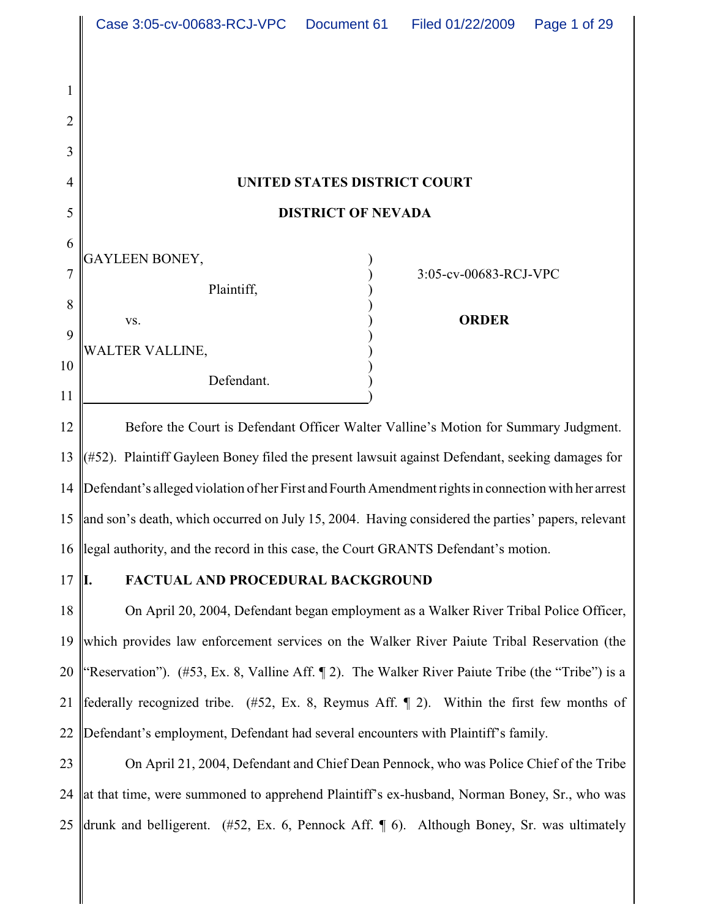**UNITED STATES DISTRICT COURT**

**DISTRICT OF NEVADA**

GAYLEEN BONEY,

Plaintiff,

vs.

WALTER VALLINE,

Defendant.

3:05-cv-00683-RCJ-VPC

**ORDER**

Before the Court is Defendant Officer Walter Valline's Motion for Summary Judgment. (#52). Plaintiff Gayleen Boney filed the present lawsuit against Defendant, seeking damages for Defendant's alleged violation of her First and Fourth Amendment rights in connection with her arrest and son's death, which occurred on July 15, 2004. Having considered the parties' papers, relevant legal authority, and the record in this case, the Court GRANTS Defendant's motion.

## I. FACTUAL AND PROCEDURAL BACKGROUND

On April 20, 2004, Defendant began employment as a Walker River Tribal Police Officer, which provides law enforcement services on the Walker River Paiute Tribal Reservation (the "Reservation"). (#53, Ex. 8, Valline Aff. ¶ 2). The Walker River Paiute Tribe (the "Tribe") is a federally recognized tribe. (#52, Ex. 8, Reymus Aff. ¶ 2). Within the first few months of Defendant's employment, Defendant had several encounters with Plaintiff's family.

On April 21, 2004, Defendant and Chief Dean Pennock, who was Police Chief of the Tribe at that time, were summoned to apprehend Plaintiff's ex-husband, Norman Boney, Sr., who was drunk and belligerent. (#52, Ex. 6, Pennock Aff. ¶ 6). Although Boney, Sr. was ultimately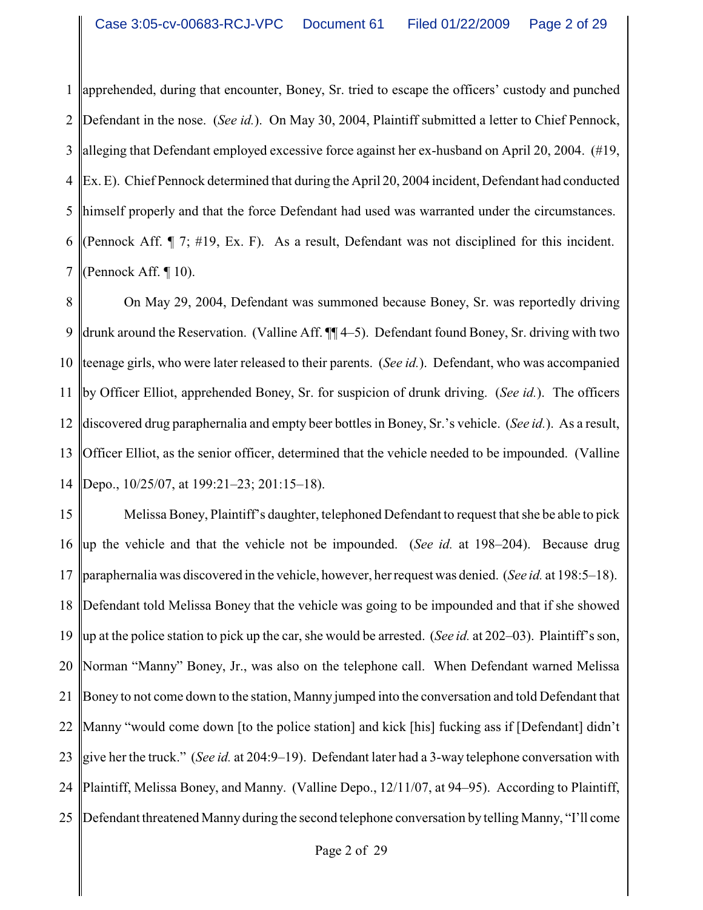apprehended, during that encounter, Boney, Sr. tried to escape the officers' custody and punched Defendant in the nose. (*See id.*). On May 30, 2004, Plaintiff submitted a letter to Chief Pennock, alleging that Defendant employed excessive force against her ex-husband on April 20, 2004. (#19, Ex. E). Chief Pennock determined that during the April 20, 2004 incident, Defendant had conducted himself properly and that the force Defendant had used was warranted under the circumstances. (Pennock Aff. ¶ 7; #19, Ex. F). As a result, Defendant was not disciplined for this incident. (Pennock Aff. ¶ 10).

On May 29, 2004, Defendant was summoned because Boney, Sr. was reportedly driving drunk around the Reservation. (Valline Aff. ¶¶ 4–5). Defendant found Boney, Sr. driving with two teenage girls, who were later released to their parents. (*See id.*). Defendant, who was accompanied by Officer Elliot, apprehended Boney, Sr. for suspicion of drunk driving. (*See id.*). The officers discovered drug paraphernalia and empty beer bottles in Boney, Sr.'s vehicle. (*See id.*). As a result, Officer Elliot, as the senior officer, determined that the vehicle needed to be impounded. (Valline Depo., 10/25/07, at 199:21–23; 201:15–18).

Melissa Boney, Plaintiff's daughter, telephoned Defendant to request that she be able to pick up the vehicle and that the vehicle not be impounded. (*See id.* at 198–204). Because drug paraphernalia was discovered in the vehicle, however, her request was denied. (*See id.* at 198:5–18). Defendant told Melissa Boney that the vehicle was going to be impounded and that if she showed up at the police station to pick up the car, she would be arrested. (*See id.* at 202–03). Plaintiff's son, Norman "Manny" Boney, Jr., was also on the telephone call. When Defendant warned Melissa Boney to not come down to the station, Manny jumped into the conversation and told Defendant that Manny "would come down [to the police station] and kick [his] fucking ass if [Defendant] didn't give her the truck." (*See id.* at 204:9–19). Defendant later had a 3-way telephone conversation with Plaintiff, Melissa Boney, and Manny. (Valline Depo., 12/11/07, at 94–95). According to Plaintiff, Defendant threatened Manny during the second telephone conversation by telling Manny, "I'll come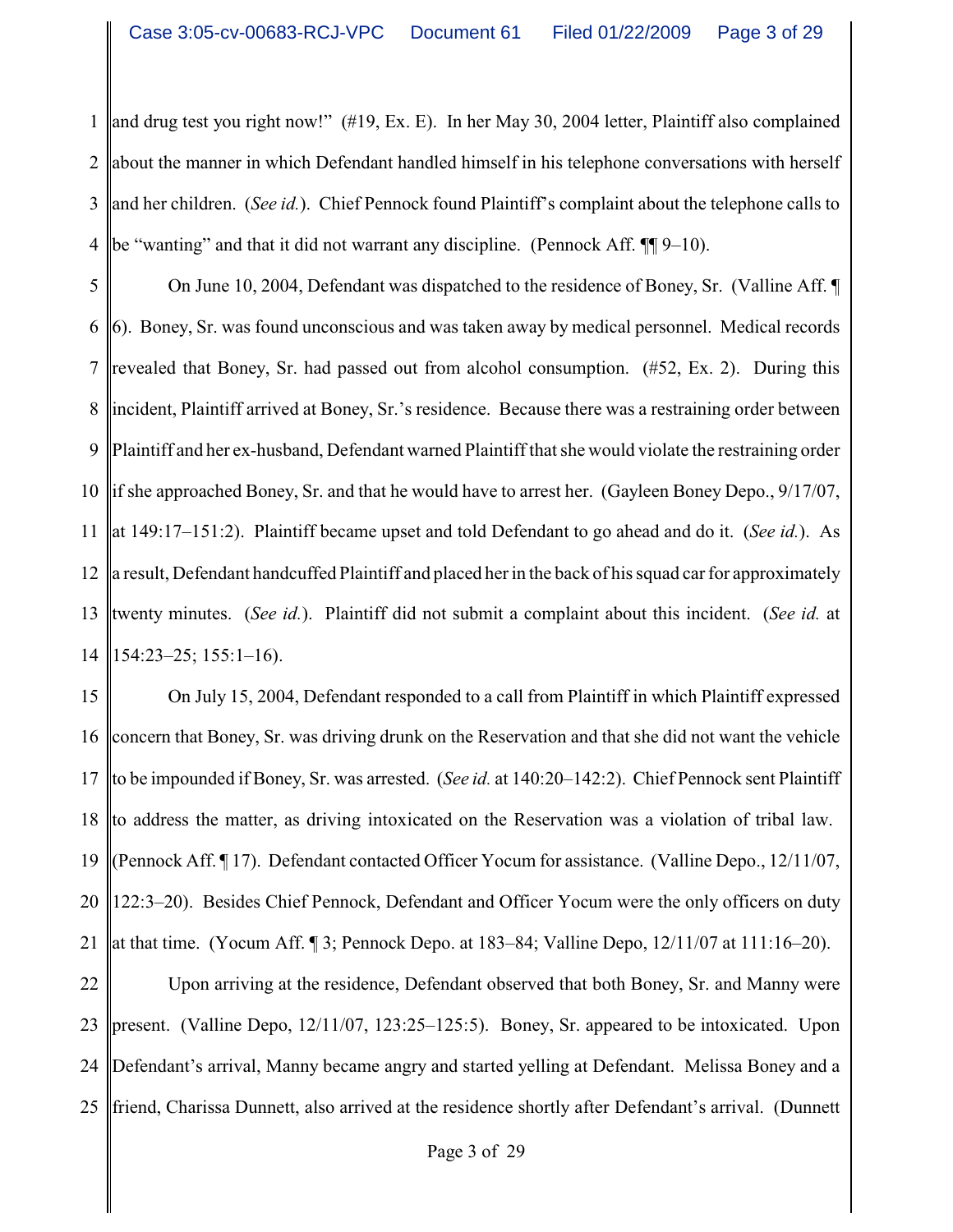and drug test you right now!" (#19, Ex. E). In her May 30, 2004 letter, Plaintiff also complained about the manner in which Defendant handled himself in his telephone conversations with herself and her children. (*See id.*). Chief Pennock found Plaintiff's complaint about the telephone calls to be "wanting" and that it did not warrant any discipline. (Pennock Aff. ¶¶ 9–10).

On June 10, 2004, Defendant was dispatched to the residence of Boney, Sr. (Valline Aff. ¶ 6). Boney, Sr. was found unconscious and was taken away by medical personnel. Medical records revealed that Boney, Sr. had passed out from alcohol consumption. (#52, Ex. 2). During this incident, Plaintiff arrived at Boney, Sr.'s residence. Because there was a restraining order between Plaintiff and her ex-husband, Defendant warned Plaintiff that she would violate the restraining order if she approached Boney, Sr. and that he would have to arrest her. (Gayleen Boney Depo., 9/17/07, at 149:17–151:2). Plaintiff became upset and told Defendant to go ahead and do it. (*See id.*). As a result, Defendant handcuffed Plaintiff and placed her in the back of his squad car for approximately twenty minutes. (*See id.*). Plaintiff did not submit a complaint about this incident. (*See id.* at 154:23–25; 155:1–16).

On July 15, 2004, Defendant responded to a call from Plaintiff in which Plaintiff expressed concern that Boney, Sr. was driving drunk on the Reservation and that she did not want the vehicle to be impounded if Boney, Sr. was arrested. (*See id.* at 140:20–142:2). Chief Pennock sent Plaintiff to address the matter, as driving intoxicated on the Reservation was a violation of tribal law. (Pennock Aff. ¶ 17). Defendant contacted Officer Yocum for assistance. (Valline Depo., 12/11/07, 122:3–20). Besides Chief Pennock, Defendant and Officer Yocum were the only officers on duty at that time. (Yocum Aff. ¶ 3; Pennock Depo. at 183–84; Valline Depo, 12/11/07 at 111:16–20).

Upon arriving at the residence, Defendant observed that both Boney, Sr. and Manny were present. (Valline Depo, 12/11/07, 123:25–125:5). Boney, Sr. appeared to be intoxicated. Upon Defendant's arrival, Manny became angry and started yelling at Defendant. Melissa Boney and a friend, Charissa Dunnett, also arrived at the residence shortly after Defendant's arrival. (Dunnett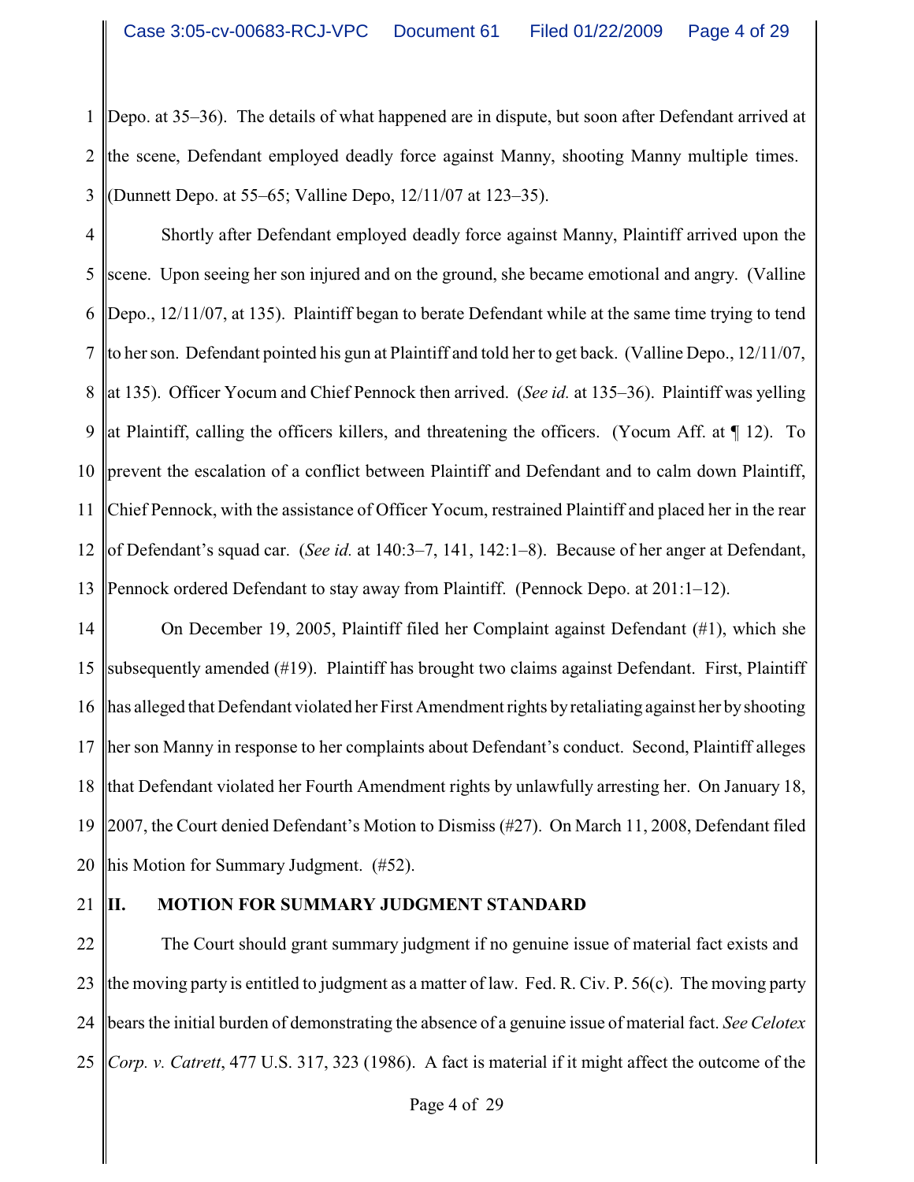Depo. at 35–36). The details of what happened are in dispute, but soon after Defendant arrived at the scene, Defendant employed deadly force against Manny, shooting Manny multiple times. (Dunnett Depo. at 55–65; Valline Depo, 12/11/07 at 123–35).

Shortly after Defendant employed deadly force against Manny, Plaintiff arrived upon the scene. Upon seeing her son injured and on the ground, she became emotional and angry. (Valline Depo., 12/11/07, at 135). Plaintiff began to berate Defendant while at the same time trying to tend to her son. Defendant pointed his gun at Plaintiff and told her to get back. (Valline Depo., 12/11/07, at 135). Officer Yocum and Chief Pennock then arrived. (*See id.* at 135–36). Plaintiff was yelling at Plaintiff, calling the officers killers, and threatening the officers. (Yocum Aff. at ¶ 12). To prevent the escalation of a conflict between Plaintiff and Defendant and to calm down Plaintiff, Chief Pennock, with the assistance of Officer Yocum, restrained Plaintiff and placed her in the rear of Defendant's squad car. (*See id.* at 140:3–7, 141, 142:1–8). Because of her anger at Defendant, Pennock ordered Defendant to stay away from Plaintiff. (Pennock Depo. at 201:1–12).

On December 19, 2005, Plaintiff filed her Complaint against Defendant (#1), which she subsequently amended (#19). Plaintiff has brought two claims against Defendant. First, Plaintiff has alleged that Defendant violated her First Amendment rights by retaliating against her by shooting her son Manny in response to her complaints about Defendant's conduct. Second, Plaintiff alleges that Defendant violated her Fourth Amendment rights by unlawfully arresting her. On January 18, 2007, the Court denied Defendant's Motion to Dismiss (#27). On March 11, 2008, Defendant filed his Motion for Summary Judgment. (#52).

## II. MOTION FOR SUMMARY JUDGMENT STANDARD

The Court should grant summary judgment if no genuine issue of material fact exists and the moving party is entitled to judgment as a matter of law. Fed. R. Civ. P. 56(c). The moving party bears the initial burden of demonstrating the absence of a genuine issue of material fact. *See Celotex Corp. v. Catrett*, 477 U.S. 317, 323 (1986). A fact is material if it might affect the outcome of the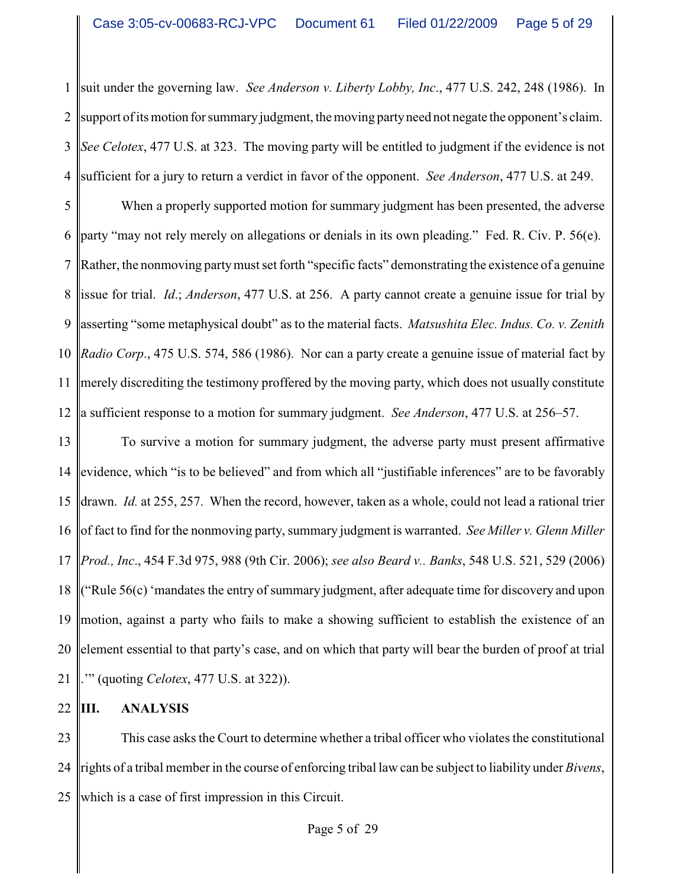suit under the governing law. *See Anderson v. Liberty Lobby, Inc*., 477 U.S. 242, 248 (1986). In support of its motion for summary judgment, the moving party need not negate the opponent's claim. *See Celotex*, 477 U.S. at 323. The moving party will be entitled to judgment if the evidence is not sufficient for a jury to return a verdict in favor of the opponent. *See Anderson*, 477 U.S. at 249.

When a properly supported motion for summary judgment has been presented, the adverse party "may not rely merely on allegations or denials in its own pleading." Fed. R. Civ. P. 56(e). Rather, the nonmoving party must set forth "specific facts" demonstrating the existence of a genuine issue for trial. *Id.*; *Anderson*, 477 U.S. at 256. A party cannot create a genuine issue for trial by asserting "some metaphysical doubt" as to the material facts. *Matsushita Elec. Indus. Co. v. Zenith Radio Corp*., 475 U.S. 574, 586 (1986). Nor can a party create a genuine issue of material fact by merely discrediting the testimony proffered by the moving party, which does not usually constitute a sufficient response to a motion for summary judgment. *See Anderson*, 477 U.S. at 256–57.

To survive a motion for summary judgment, the adverse party must present affirmative evidence, which "is to be believed" and from which all "justifiable inferences" are to be favorably drawn. *Id.* at 255, 257. When the record, however, taken as a whole, could not lead a rational trier of fact to find for the nonmoving party, summary judgment is warranted. *See Miller v. Glenn Miller Prod., Inc*., 454 F.3d 975, 988 (9th Cir. 2006); *see also Beard v.. Banks*, 548 U.S. 521, 529 (2006) ("Rule 56(c) 'mandates the entry of summary judgment, after adequate time for discovery and upon motion, against a party who fails to make a showing sufficient to establish the existence of an element essential to that party's case, and on which that party will bear the burden of proof at trial .'" (quoting *Celotex*, 477 U.S. at 322)).

## III. ANALYSIS

This case asks the Court to determine whether a tribal officer who violates the constitutional rights of a tribal member in the course of enforcing tribal law can be subject to liability under *Bivens*, which is a case of first impression in this Circuit.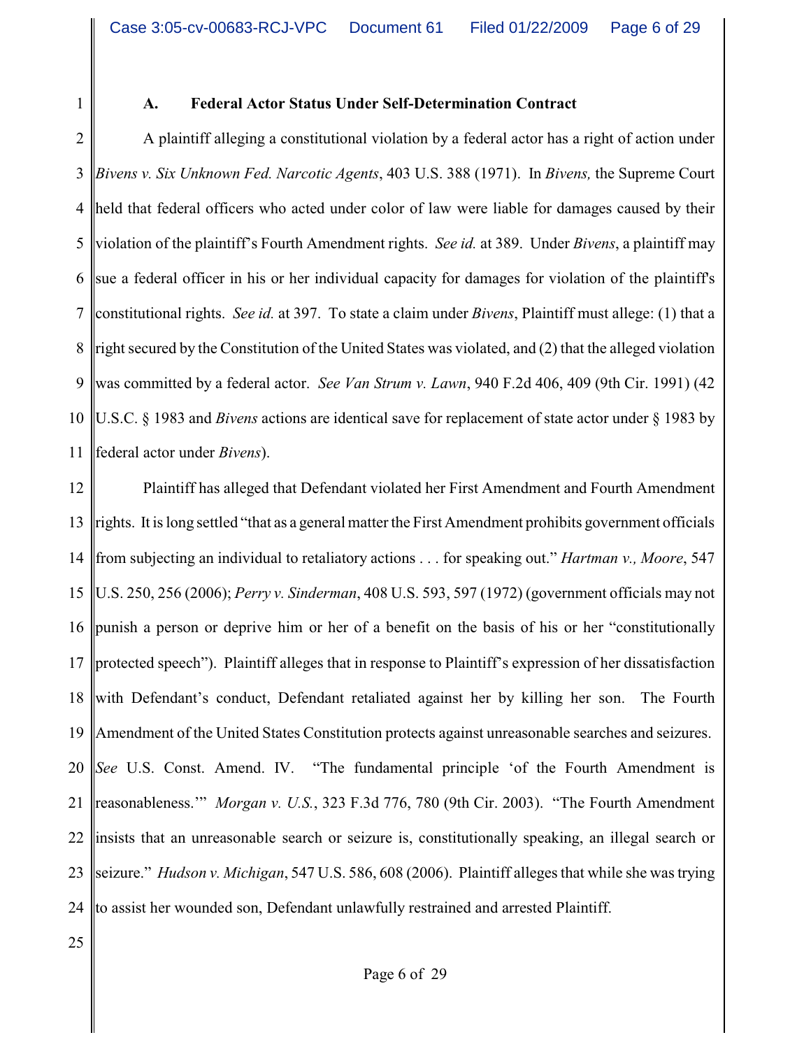### A. Federal Actor Status Under Self-Determination Contract

A plaintiff alleging a constitutional violation by a federal actor has a right of action under *Bivens v. Six Unknown Fed. Narcotic Agents*, 403 U.S. 388 (1971). In *Bivens,* the Supreme Court held that federal officers who acted under color of law were liable for damages caused by their violation of the plaintiff's Fourth Amendment rights. *See id.* at 389. Under *Bivens*, a plaintiff may sue a federal officer in his or her individual capacity for damages for violation of the plaintiff's constitutional rights. *See id.* at 397. To state a claim under *Bivens*, Plaintiff must allege: (1) that a right secured by the Constitution of the United States was violated, and (2) that the alleged violation was committed by a federal actor. *See Van Strum v. Lawn*, 940 F.2d 406, 409 (9th Cir. 1991) (42 U.S.C. § 1983 and *Bivens* actions are identical save for replacement of state actor under § 1983 by federal actor under *Bivens*).

Plaintiff has alleged that Defendant violated her First Amendment and Fourth Amendment rights. It is long settled "that as a general matter the First Amendment prohibits government officials from subjecting an individual to retaliatory actions . . . for speaking out." *Hartman v., Moore*, 547 U.S. 250, 256 (2006); *Perry v. Sinderman*, 408 U.S. 593, 597 (1972) (government officials may not punish a person or deprive him or her of a benefit on the basis of his or her "constitutionally protected speech"). Plaintiff alleges that in response to Plaintiff's expression of her dissatisfaction with Defendant's conduct, Defendant retaliated against her by killing her son. The Fourth Amendment of the United States Constitution protects against unreasonable searches and seizures. *See* U.S. Const. Amend. IV. "The fundamental principle 'of the Fourth Amendment is reasonableness.'" *Morgan v. U.S.*, 323 F.3d 776, 780 (9th Cir. 2003). "The Fourth Amendment insists that an unreasonable search or seizure is, constitutionally speaking, an illegal search or seizure." *Hudson v. Michigan*, 547 U.S. 586, 608 (2006). Plaintiff alleges that while she was trying to assist her wounded son, Defendant unlawfully restrained and arrested Plaintiff.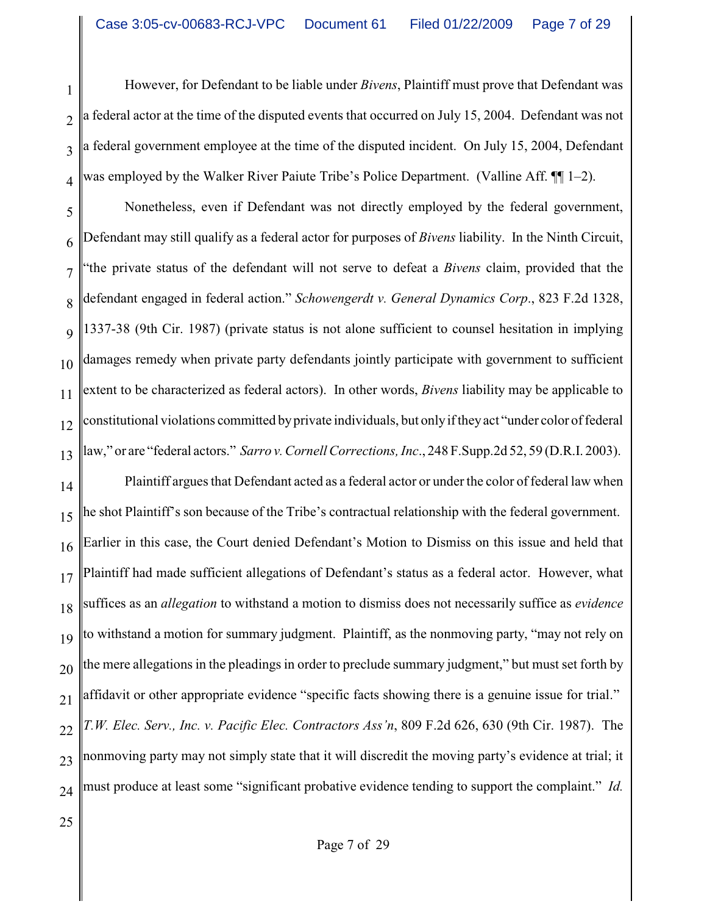However, for Defendant to be liable under *Bivens*, Plaintiff must prove that Defendant was a federal actor at the time of the disputed events that occurred on July 15, 2004. Defendant was not a federal government employee at the time of the disputed incident. On July 15, 2004, Defendant was employed by the Walker River Paiute Tribe's Police Department. (Valline Aff. ¶¶ 1–2).

Nonetheless, even if Defendant was not directly employed by the federal government, Defendant may still qualify as a federal actor for purposes of *Bivens* liability. In the Ninth Circuit, "the private status of the defendant will not serve to defeat a *Bivens* claim, provided that the defendant engaged in federal action." *Schowengerdt v. General Dynamics Corp*., 823 F.2d 1328, 1337-38 (9th Cir. 1987) (private status is not alone sufficient to counsel hesitation in implying damages remedy when private party defendants jointly participate with government to sufficient extent to be characterized as federal actors). In other words, *Bivens* liability may be applicable to constitutional violations committed by private individuals, but only if they act "under color of federal law," or are "federal actors." *Sarro v. Cornell Corrections, Inc*., 248 F.Supp.2d 52, 59 (D.R.I. 2003).

Plaintiff argues that Defendant acted as a federal actor or under the color of federal law when he shot Plaintiff's son because of the Tribe's contractual relationship with the federal government. Earlier in this case, the Court denied Defendant's Motion to Dismiss on this issue and held that Plaintiff had made sufficient allegations of Defendant's status as a federal actor. However, what suffices as an *allegation* to withstand a motion to dismiss does not necessarily suffice as *evidence* to withstand a motion for summary judgment. Plaintiff, as the nonmoving party, "may not rely on the mere allegations in the pleadings in order to preclude summary judgment," but must set forth by affidavit or other appropriate evidence "specific facts showing there is a genuine issue for trial." *T.W. Elec. Serv., Inc. v. Pacific Elec. Contractors Ass'n*, 809 F.2d 626, 630 (9th Cir. 1987). The nonmoving party may not simply state that it will discredit the moving party's evidence at trial; it must produce at least some "significant probative evidence tending to support the complaint." *Id.*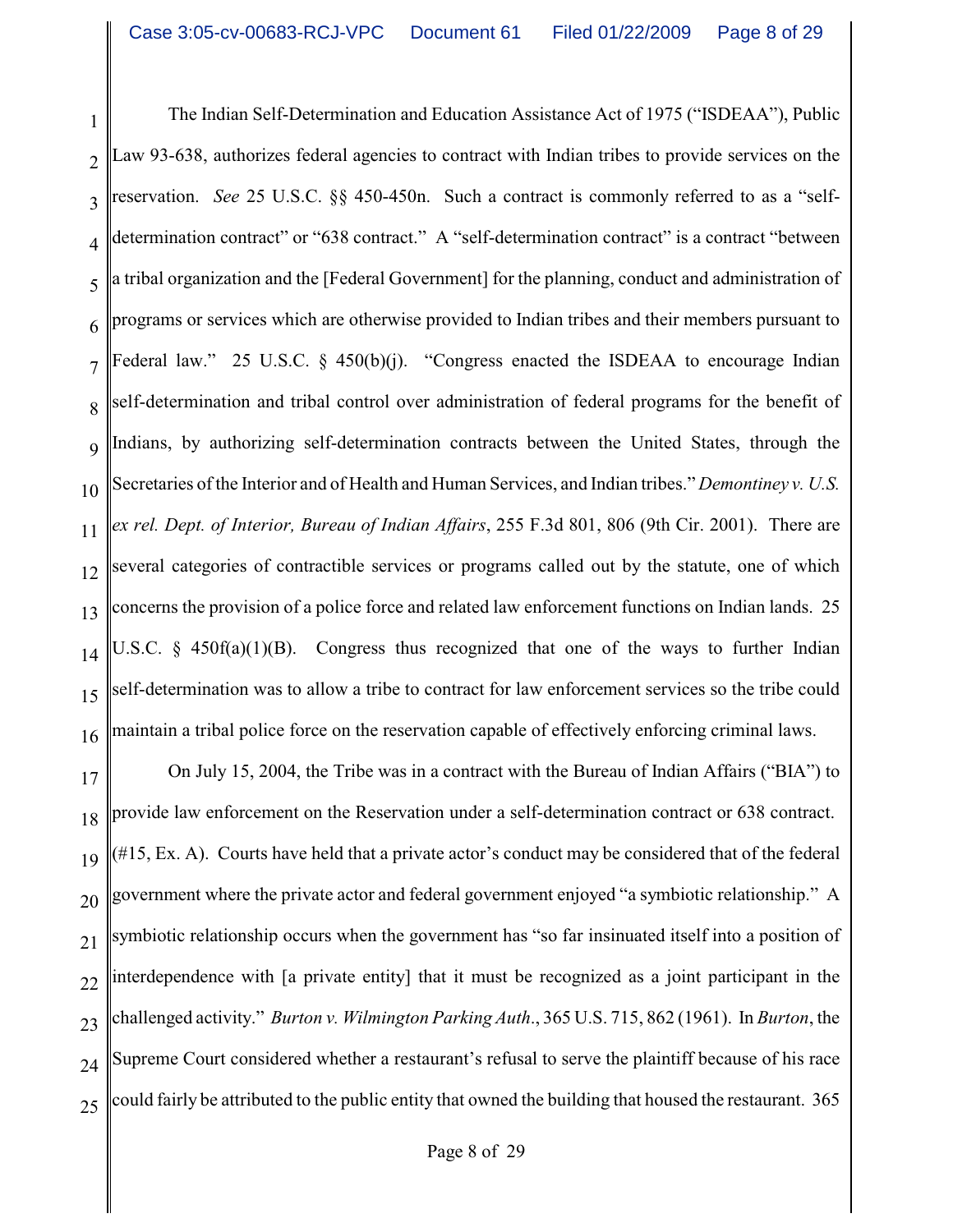The Indian Self-Determination and Education Assistance Act of 1975 ("ISDEAA"), Public Law 93-638, authorizes federal agencies to contract with Indian tribes to provide services on the reservation. *See* 25 U.S.C. §§ 450-450n. Such a contract is commonly referred to as a "self-determination contract" or "638 contract." A "self-determination contract" is a contract "between a tribal organization and the [Federal Government] for the planning, conduct and administration of programs or services which are otherwise provided to Indian tribes and their members pursuant to Federal law." 25 U.S.C. § 450(b)(j). "Congress enacted the ISDEAA to encourage Indian self-determination and tribal control over administration of federal programs for the benefit of Indians, by authorizing self-determination contracts between the United States, through the Secretaries of the Interior and of Health and Human Services, and Indian tribes." *Demontiney v. U.S. ex rel. Dept. of Interior, Bureau of Indian Affairs*, 255 F.3d 801, 806 (9th Cir. 2001). There are several categories of contractible services or programs called out by the statute, one of which concerns the provision of a police force and related law enforcement functions on Indian lands. 25 U.S.C. § 450f(a)(1)(B). Congress thus recognized that one of the ways to further Indian self-determination was to allow a tribe to contract for law enforcement services so the tribe could maintain a tribal police force on the reservation capable of effectively enforcing criminal laws.

On July 15, 2004, the Tribe was in a contract with the Bureau of Indian Affairs ("BIA") to provide law enforcement on the Reservation under a self-determination contract or 638 contract. (#15, Ex. A). Courts have held that a private actor's conduct may be considered that of the federal government where the private actor and federal government enjoyed "a symbiotic relationship." A symbiotic relationship occurs when the government has "so far insinuated itself into a position of interdependence with [a private entity] that it must be recognized as a joint participant in the challenged activity." *Burton v. Wilmington Parking Auth.*, 365 U.S. 715, 862 (1961). In *Burton*, the Supreme Court considered whether a restaurant's refusal to serve the plaintiff because of his race could fairly be attributed to the public entity that owned the building that housed the restaurant. 365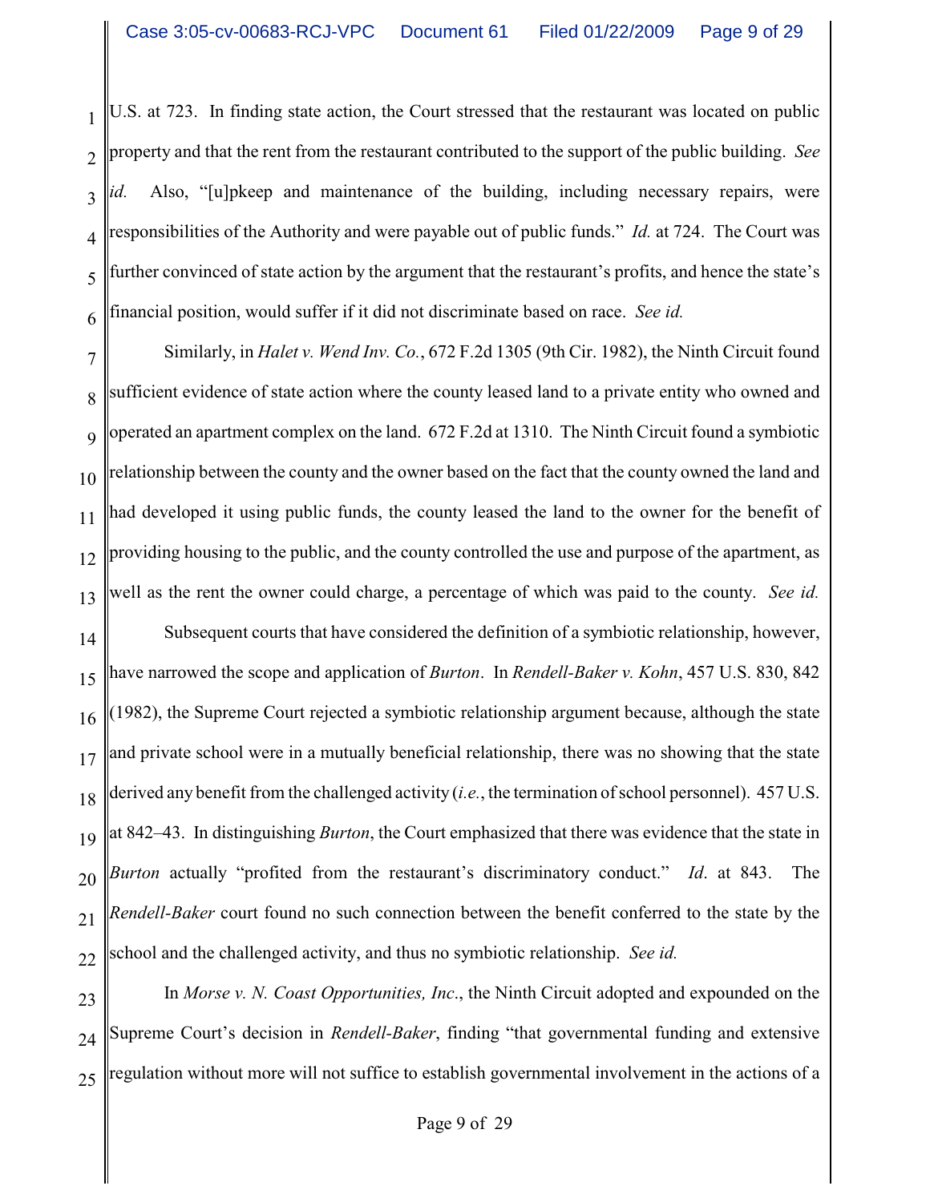U.S. at 723. In finding state action, the Court stressed that the restaurant was located on public property and that the rent from the restaurant contributed to the support of the public building. *See id.* Also, "[u]pkeep and maintenance of the building, including necessary repairs, were responsibilities of the Authority and were payable out of public funds." *Id.* at 724. The Court was further convinced of state action by the argument that the restaurant's profits, and hence the state's financial position, would suffer if it did not discriminate based on race. *See id.*

Similarly, in *Halet v. Wend Inv. Co.*, 672 F.2d 1305 (9th Cir. 1982), the Ninth Circuit found sufficient evidence of state action where the county leased land to a private entity who owned and operated an apartment complex on the land. 672 F.2d at 1310. The Ninth Circuit found a symbiotic relationship between the county and the owner based on the fact that the county owned the land and had developed it using public funds, the county leased the land to the owner for the benefit of providing housing to the public, and the county controlled the use and purpose of the apartment, as well as the rent the owner could charge, a percentage of which was paid to the county. *See id.*

Subsequent courts that have considered the definition of a symbiotic relationship, however, have narrowed the scope and application of *Burton*. In *Rendell-Baker v. Kohn*, 457 U.S. 830, 842 (1982), the Supreme Court rejected a symbiotic relationship argument because, although the state and private school were in a mutually beneficial relationship, there was no showing that the state derived any benefit from the challenged activity (*i.e.*, the termination of school personnel). 457 U.S. at 842–43. In distinguishing *Burton*, the Court emphasized that there was evidence that the state in *Burton* actually "profited from the restaurant's discriminatory conduct." *Id*. at 843. The *Rendell-Baker* court found no such connection between the benefit conferred to the state by the school and the challenged activity, and thus no symbiotic relationship. *See id.*

In *Morse v. N. Coast Opportunities, Inc*., the Ninth Circuit adopted and expounded on the Supreme Court's decision in *Rendell-Baker*, finding "that governmental funding and extensive regulation without more will not suffice to establish governmental involvement in the actions of a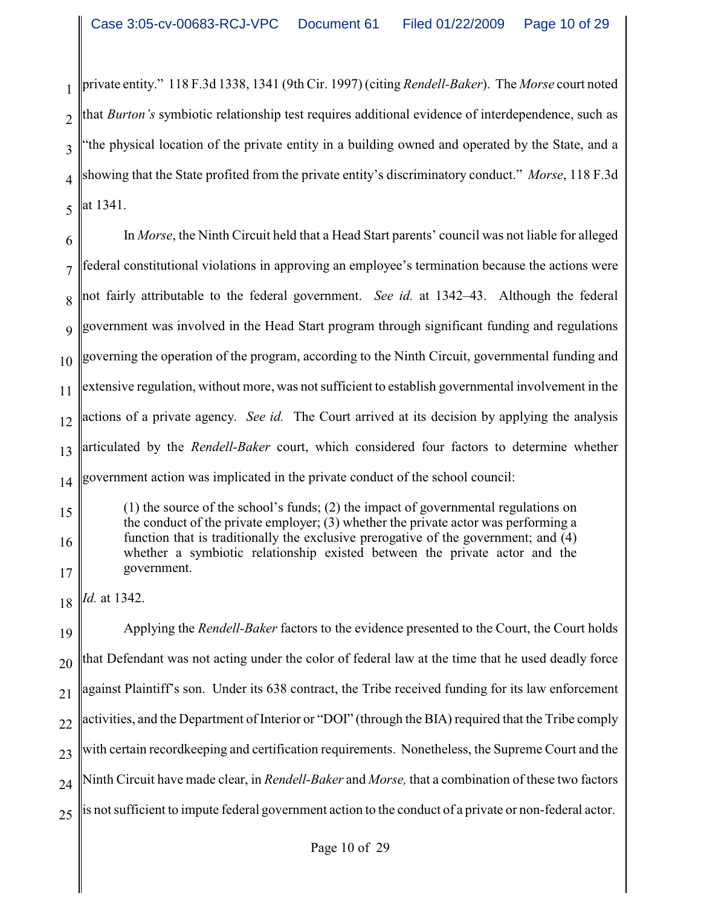private entity." 118 F.3d 1338, 1341 (9th Cir. 1997) (citing *Rendell-Baker*). The *Morse* court noted that *Burton's* symbiotic relationship test requires additional evidence of interdependence, such as "the physical location of the private entity in a building owned and operated by the State, and a showing that the State profited from the private entity's discriminatory conduct." *Morse*, 118 F.3d at 1341.

In *Morse*, the Ninth Circuit held that a Head Start parents' council was not liable for alleged federal constitutional violations in approving an employee's termination because the actions were not fairly attributable to the federal government. *See id.* at 1342–43. Although the federal government was involved in the Head Start program through significant funding and regulations governing the operation of the program, according to the Ninth Circuit, governmental funding and extensive regulation, without more, was not sufficient to establish governmental involvement in the actions of a private agency. *See id.* The Court arrived at its decision by applying the analysis articulated by the *Rendell-Baker* court, which considered four factors to determine whether government action was implicated in the private conduct of the school council:

> (1) the source of the school's funds; (2) the impact of governmental regulations on the conduct of the private employer; (3) whether the private actor was performing a function that is traditionally the exclusive prerogative of the government; and (4) whether a symbiotic relationship existed between the private actor and the government.

*Id.* at 1342.

Applying the *Rendell-Baker* factors to the evidence presented to the Court, the Court holds that Defendant was not acting under the color of federal law at the time that he used deadly force against Plaintiff's son. Under its 638 contract, the Tribe received funding for its law enforcement activities, and the Department of Interior or "DOI" (through the BIA) required that the Tribe comply with certain recordkeeping and certification requirements. Nonetheless, the Supreme Court and the Ninth Circuit have made clear, in *Rendell-Baker* and *Morse,* that a combination of these two factors is not sufficient to impute federal government action to the conduct of a private or non-federal actor.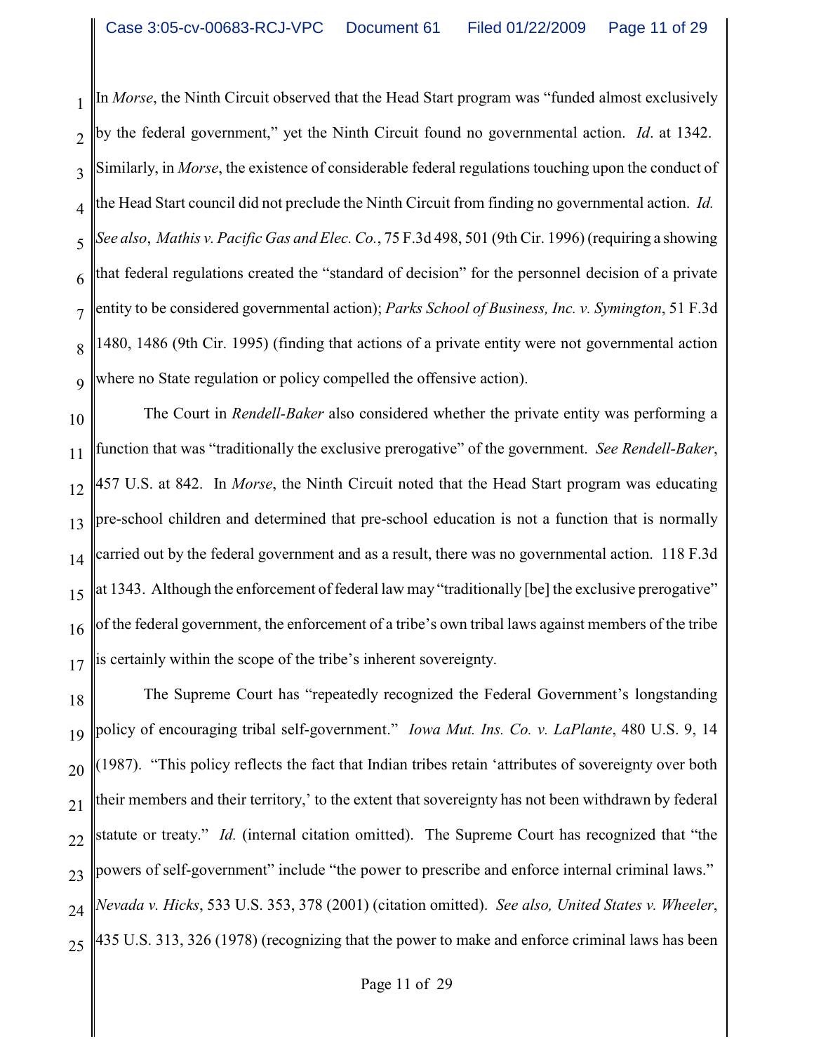In *Morse*, the Ninth Circuit observed that the Head Start program was "funded almost exclusively by the federal government," yet the Ninth Circuit found no governmental action. *Id*. at 1342. Similarly, in *Morse*, the existence of considerable federal regulations touching upon the conduct of the Head Start council did not preclude the Ninth Circuit from finding no governmental action. *Id. See also*, *Mathis v. Pacific Gas and Elec. Co.*, 75 F.3d 498, 501 (9th Cir. 1996) (requiring a showing that federal regulations created the "standard of decision" for the personnel decision of a private entity to be considered governmental action); *Parks School of Business, Inc. v. Symington*, 51 F.3d 1480, 1486 (9th Cir. 1995) (finding that actions of a private entity were not governmental action where no State regulation or policy compelled the offensive action).

The Court in *Rendell-Baker* also considered whether the private entity was performing a function that was "traditionally the exclusive prerogative" of the government. *See Rendell-Baker*, 457 U.S. at 842. In *Morse*, the Ninth Circuit noted that the Head Start program was educating pre-school children and determined that pre-school education is not a function that is normally carried out by the federal government and as a result, there was no governmental action. 118 F.3d at 1343. Although the enforcement of federal law may "traditionally [be] the exclusive prerogative" of the federal government, the enforcement of a tribe's own tribal laws against members of the tribe is certainly within the scope of the tribe's inherent sovereignty.

The Supreme Court has "repeatedly recognized the Federal Government's longstanding policy of encouraging tribal self-government." *Iowa Mut. Ins. Co. v. LaPlante*, 480 U.S. 9, 14 (1987). "This policy reflects the fact that Indian tribes retain 'attributes of sovereignty over both their members and their territory,' to the extent that sovereignty has not been withdrawn by federal statute or treaty." *Id.* (internal citation omitted). The Supreme Court has recognized that "the powers of self-government" include "the power to prescribe and enforce internal criminal laws." *Nevada v. Hicks*, 533 U.S. 353, 378 (2001) (citation omitted). *See also, United States v. Wheeler*, 435 U.S. 313, 326 (1978) (recognizing that the power to make and enforce criminal laws has been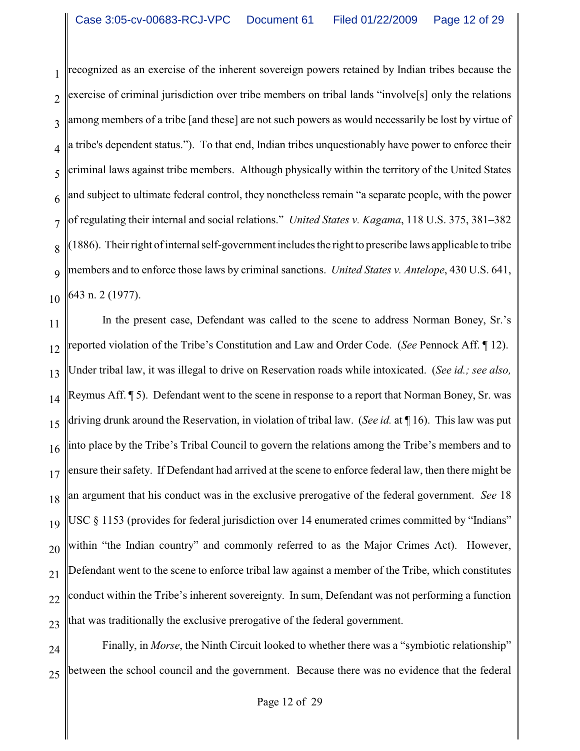recognized as an exercise of the inherent sovereign powers retained by Indian tribes because the exercise of criminal jurisdiction over tribe members on tribal lands "involve[s] only the relations among members of a tribe [and these] are not such powers as would necessarily be lost by virtue of a tribe's dependent status."). To that end, Indian tribes unquestionably have power to enforce their criminal laws against tribe members. Although physically within the territory of the United States and subject to ultimate federal control, they nonetheless remain "a separate people, with the power of regulating their internal and social relations." *United States v. Kagama*, 118 U.S. 375, 381–382 (1886). Their right of internal self-government includes the right to prescribe laws applicable to tribe members and to enforce those laws by criminal sanctions. *United States v. Antelope*, 430 U.S. 641, 643 n. 2 (1977).

In the present case, Defendant was called to the scene to address Norman Boney, Sr.'s reported violation of the Tribe's Constitution and Law and Order Code. (*See* Pennock Aff. ¶ 12). Under tribal law, it was illegal to drive on Reservation roads while intoxicated. (*See id.; see also,* Reymus Aff. ¶ 5). Defendant went to the scene in response to a report that Norman Boney, Sr. was driving drunk around the Reservation, in violation of tribal law. (*See id.* at ¶ 16). This law was put into place by the Tribe's Tribal Council to govern the relations among the Tribe's members and to ensure their safety. If Defendant had arrived at the scene to enforce federal law, then there might be an argument that his conduct was in the exclusive prerogative of the federal government. *See* 18 USC § 1153 (provides for federal jurisdiction over 14 enumerated crimes committed by "Indians" within "the Indian country" and commonly referred to as the Major Crimes Act). However, Defendant went to the scene to enforce tribal law against a member of the Tribe, which constitutes conduct within the Tribe's inherent sovereignty. In sum, Defendant was not performing a function that was traditionally the exclusive prerogative of the federal government.

Finally, in *Morse*, the Ninth Circuit looked to whether there was a "symbiotic relationship" between the school council and the government. Because there was no evidence that the federal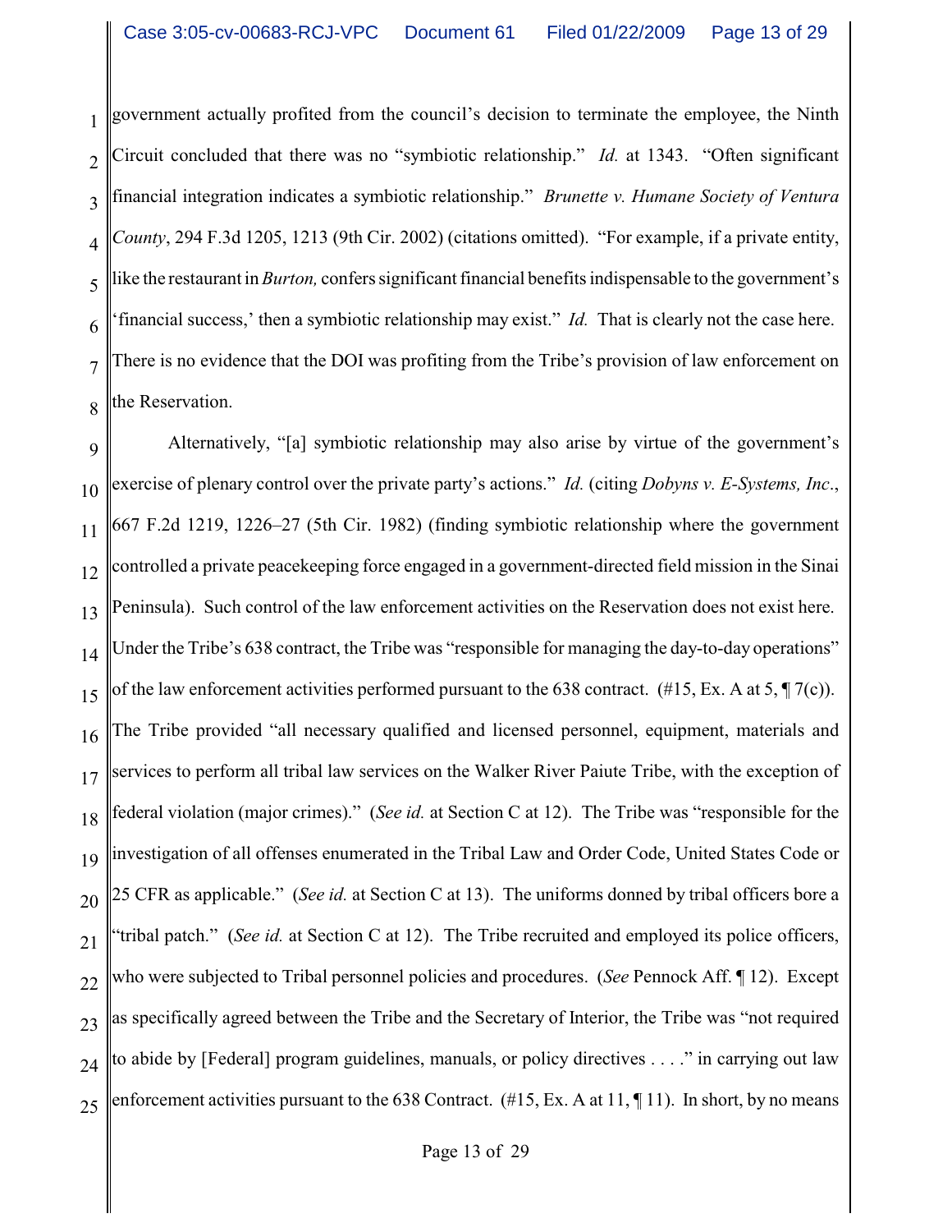government actually profited from the council's decision to terminate the employee, the Ninth Circuit concluded that there was no "symbiotic relationship." *Id.* at 1343. "Often significant financial integration indicates a symbiotic relationship." *Brunette v. Humane Society of Ventura County*, 294 F.3d 1205, 1213 (9th Cir. 2002) (citations omitted). "For example, if a private entity, like the restaurant in *Burton,* confers significant financial benefits indispensable to the government's 'financial success,' then a symbiotic relationship may exist." *Id.* That is clearly not the case here. There is no evidence that the DOI was profiting from the Tribe's provision of law enforcement on the Reservation.

Alternatively, "[a] symbiotic relationship may also arise by virtue of the government's exercise of plenary control over the private party's actions." *Id.* (citing *Dobyns v. E-Systems, Inc.*, 667 F.2d 1219, 1226–27 (5th Cir. 1982) (finding symbiotic relationship where the government controlled a private peacekeeping force engaged in a government-directed field mission in the Sinai Peninsula). Such control of the law enforcement activities on the Reservation does not exist here. Under the Tribe's 638 contract, the Tribe was "responsible for managing the day-to-day operations" of the law enforcement activities performed pursuant to the 638 contract. (#15, Ex. A at 5, ¶ 7(c)). The Tribe provided "all necessary qualified and licensed personnel, equipment, materials and services to perform all tribal law services on the Walker River Paiute Tribe, with the exception of federal violation (major crimes)." (*See id.* at Section C at 12). The Tribe was "responsible for the investigation of all offenses enumerated in the Tribal Law and Order Code, United States Code or 25 CFR as applicable." (*See id.* at Section C at 13). The uniforms donned by tribal officers bore a "tribal patch." (*See id.* at Section C at 12). The Tribe recruited and employed its police officers, who were subjected to Tribal personnel policies and procedures. (*See* Pennock Aff. ¶ 12). Except as specifically agreed between the Tribe and the Secretary of Interior, the Tribe was "not required to abide by [Federal] program guidelines, manuals, or policy directives . . . ." in carrying out law enforcement activities pursuant to the 638 Contract. (#15, Ex. A at 11, ¶ 11). In short, by no means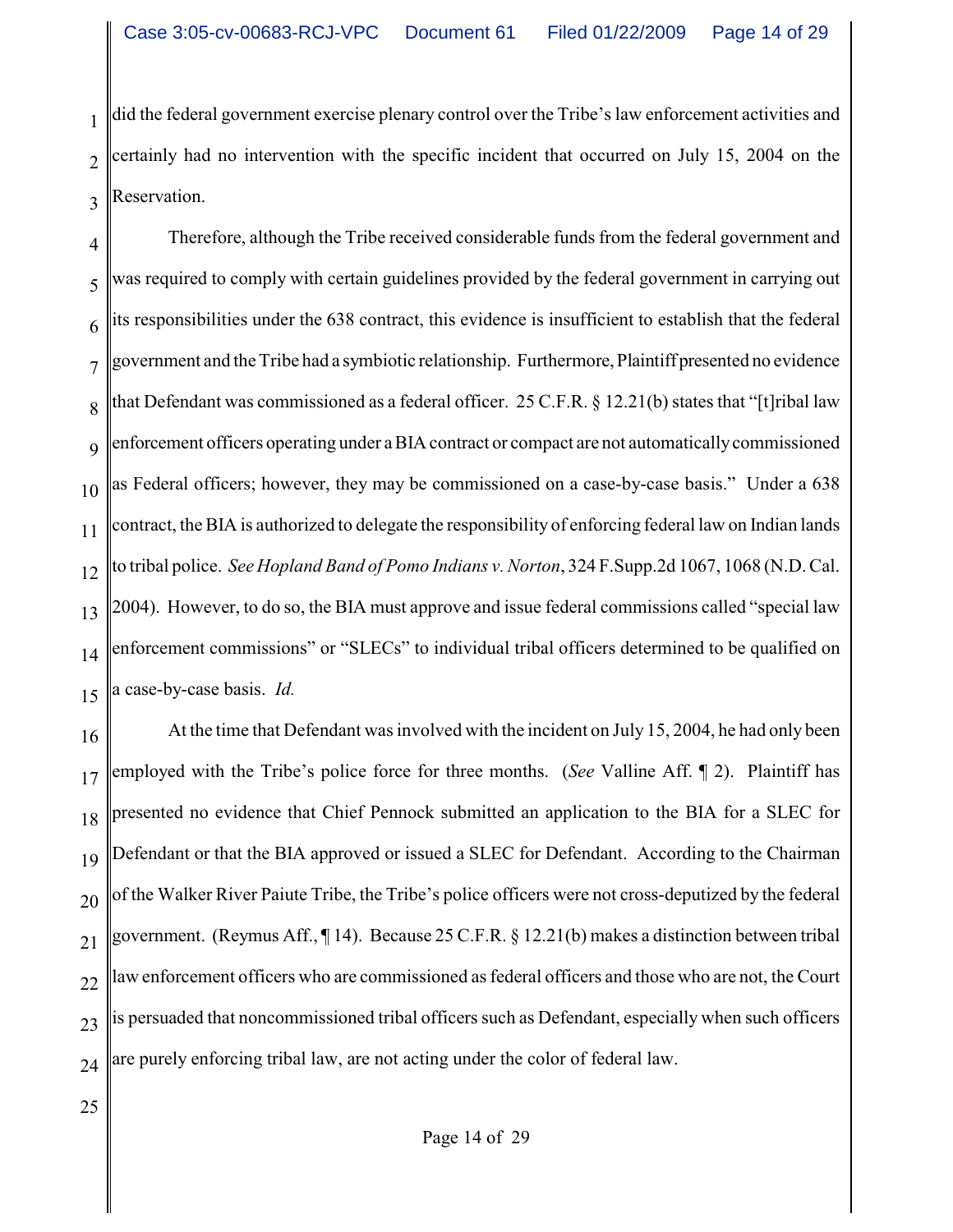did the federal government exercise plenary control over the Tribe's law enforcement activities and certainly had no intervention with the specific incident that occurred on July 15, 2004 on the Reservation.

Therefore, although the Tribe received considerable funds from the federal government and was required to comply with certain guidelines provided by the federal government in carrying out its responsibilities under the 638 contract, this evidence is insufficient to establish that the federal government and the Tribe had a symbiotic relationship. Furthermore, Plaintiff presented no evidence that Defendant was commissioned as a federal officer. 25 C.F.R. § 12.21(b) states that "[t]ribal law enforcement officers operating under a BIA contract or compact are not automatically commissioned as Federal officers; however, they may be commissioned on a case-by-case basis." Under a 638 contract, the BIA is authorized to delegate the responsibility of enforcing federal law on Indian lands to tribal police. *See Hopland Band of Pomo Indians v. Norton*, 324 F.Supp.2d 1067, 1068 (N.D. Cal. 2004). However, to do so, the BIA must approve and issue federal commissions called "special law enforcement commissions" or "SLECs" to individual tribal officers determined to be qualified on a case-by-case basis. *Id.*

At the time that Defendant was involved with the incident on July 15, 2004, he had only been employed with the Tribe's police force for three months. (*See* Valline Aff. ¶ 2). Plaintiff has presented no evidence that Chief Pennock submitted an application to the BIA for a SLEC for Defendant or that the BIA approved or issued a SLEC for Defendant. According to the Chairman of the Walker River Paiute Tribe, the Tribe's police officers were not cross-deputized by the federal government. (Reymus Aff., ¶ 14). Because 25 C.F.R. § 12.21(b) makes a distinction between tribal law enforcement officers who are commissioned as federal officers and those who are not, the Court is persuaded that noncommissioned tribal officers such as Defendant, especially when such officers are purely enforcing tribal law, are not acting under the color of federal law.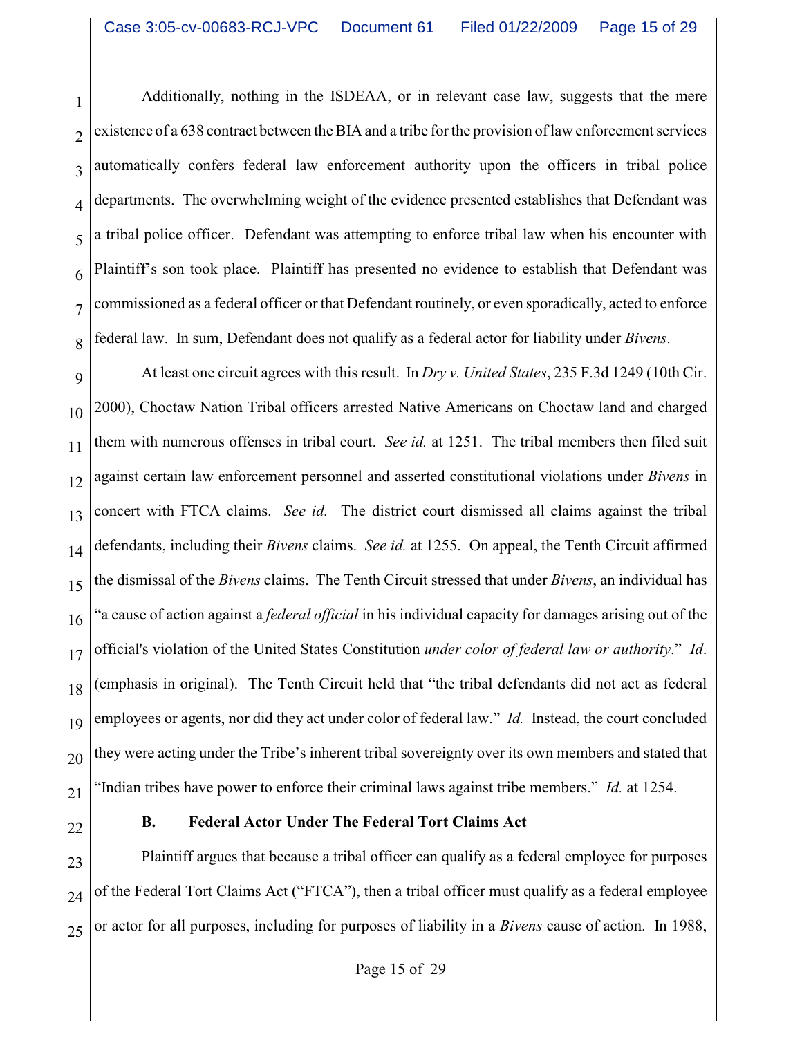Additionally, nothing in the ISDEAA, or in relevant case law, suggests that the mere existence of a 638 contract between the BIA and a tribe for the provision of law enforcement services automatically confers federal law enforcement authority upon the officers in tribal police departments. The overwhelming weight of the evidence presented establishes that Defendant was a tribal police officer. Defendant was attempting to enforce tribal law when his encounter with Plaintiff's son took place. Plaintiff has presented no evidence to establish that Defendant was commissioned as a federal officer or that Defendant routinely, or even sporadically, acted to enforce federal law. In sum, Defendant does not qualify as a federal actor for liability under *Bivens*.

At least one circuit agrees with this result. In *Dry v. United States*, 235 F.3d 1249 (10th Cir. 2000), Choctaw Nation Tribal officers arrested Native Americans on Choctaw land and charged them with numerous offenses in tribal court. *See id.* at 1251. The tribal members then filed suit against certain law enforcement personnel and asserted constitutional violations under *Bivens* in concert with FTCA claims. *See id.* The district court dismissed all claims against the tribal defendants, including their *Bivens* claims. *See id.* at 1255. On appeal, the Tenth Circuit affirmed the dismissal of the *Bivens* claims. The Tenth Circuit stressed that under *Bivens*, an individual has "a cause of action against a *federal official* in his individual capacity for damages arising out of the official's violation of the United States Constitution *under color of federal law or authority*." *Id*. (emphasis in original). The Tenth Circuit held that "the tribal defendants did not act as federal employees or agents, nor did they act under color of federal law." *Id.* Instead, the court concluded they were acting under the Tribe's inherent tribal sovereignty over its own members and stated that "Indian tribes have power to enforce their criminal laws against tribe members." *Id.* at 1254.

**B. Federal Actor Under The Federal Tort Claims Act**

Plaintiff argues that because a tribal officer can qualify as a federal employee for purposes of the Federal Tort Claims Act ("FTCA"), then a tribal officer must qualify as a federal employee or actor for all purposes, including for purposes of liability in a *Bivens* cause of action. In 1988,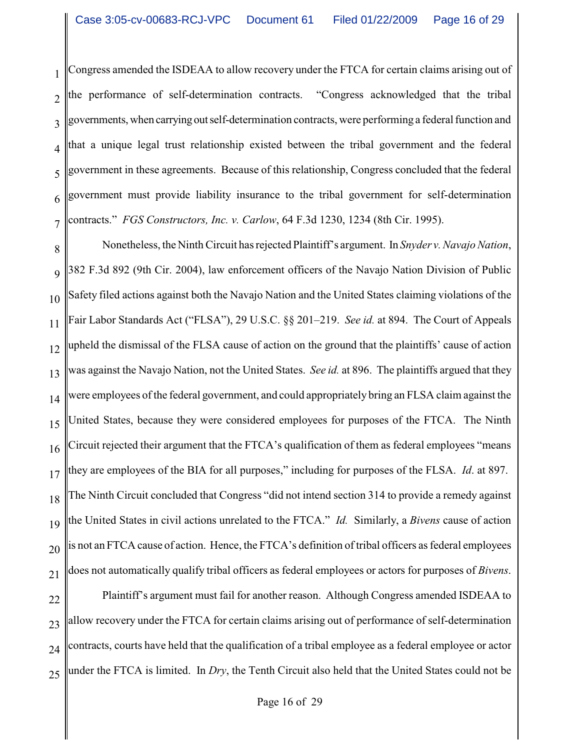Congress amended the ISDEAA to allow recovery under the FTCA for certain claims arising out of the performance of self-determination contracts. "Congress acknowledged that the tribal governments, when carrying out self-determination contracts, were performing a federal function and that a unique legal trust relationship existed between the tribal government and the federal government in these agreements. Because of this relationship, Congress concluded that the federal government must provide liability insurance to the tribal government for self-determination contracts." *FGS Constructors, Inc. v. Carlow*, 64 F.3d 1230, 1234 (8th Cir. 1995).

Nonetheless, the Ninth Circuit has rejected Plaintiff's argument. In *Snyder v. Navajo Nation*, 382 F.3d 892 (9th Cir. 2004), law enforcement officers of the Navajo Nation Division of Public Safety filed actions against both the Navajo Nation and the United States claiming violations of the Fair Labor Standards Act ("FLSA"), 29 U.S.C. §§ 201–219. *See id.* at 894. The Court of Appeals upheld the dismissal of the FLSA cause of action on the ground that the plaintiffs' cause of action was against the Navajo Nation, not the United States. *See id.* at 896. The plaintiffs argued that they were employees of the federal government, and could appropriately bring an FLSA claim against the United States, because they were considered employees for purposes of the FTCA. The Ninth Circuit rejected their argument that the FTCA's qualification of them as federal employees "means they are employees of the BIA for all purposes," including for purposes of the FLSA. *Id*. at 897. The Ninth Circuit concluded that Congress "did not intend section 314 to provide a remedy against the United States in civil actions unrelated to the FTCA." *Id.* Similarly, a *Bivens* cause of action is not an FTCA cause of action. Hence, the FTCA's definition of tribal officers as federal employees does not automatically qualify tribal officers as federal employees or actors for purposes of *Bivens*.

Plaintiff's argument must fail for another reason. Although Congress amended ISDEAA to allow recovery under the FTCA for certain claims arising out of performance of self-determination contracts, courts have held that the qualification of a tribal employee as a federal employee or actor under the FTCA is limited. In *Dry*, the Tenth Circuit also held that the United States could not be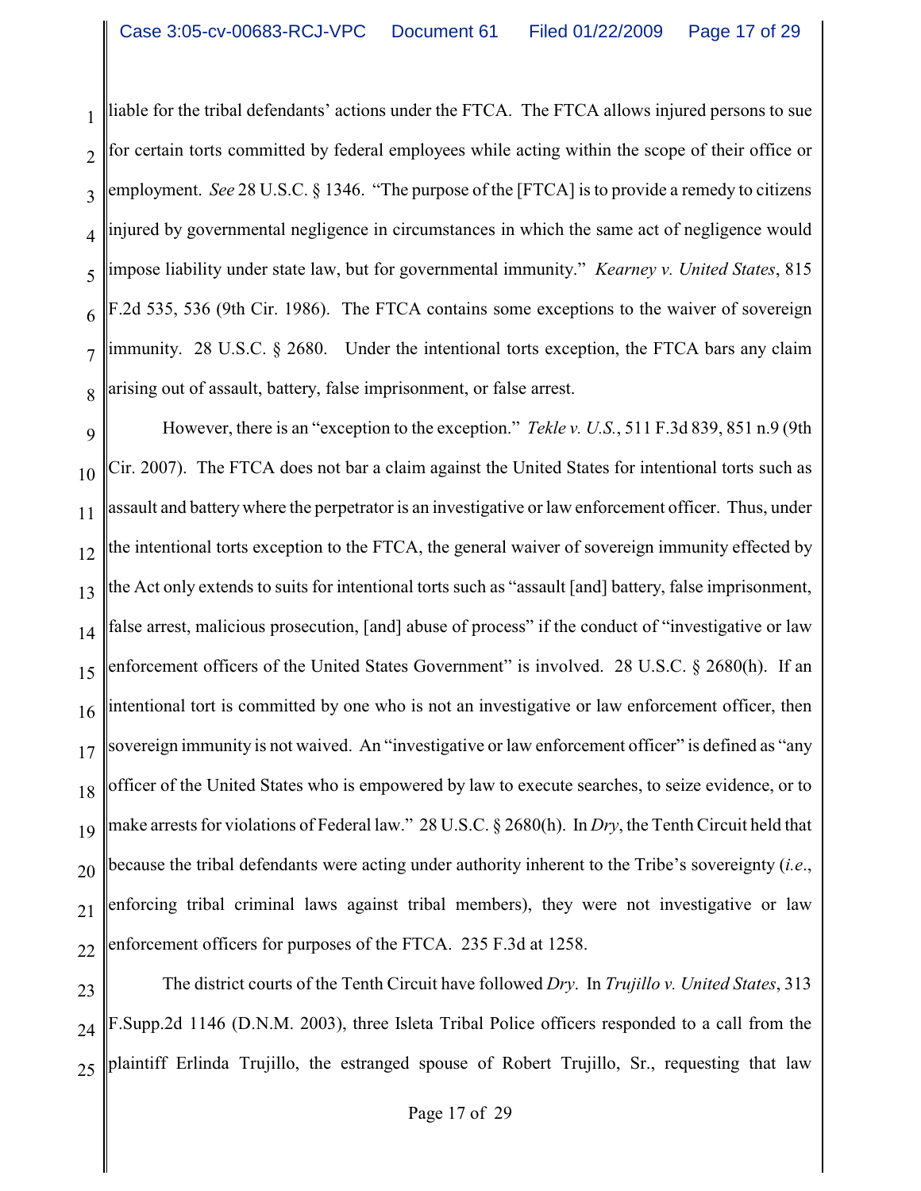liable for the tribal defendants' actions under the FTCA. The FTCA allows injured persons to sue for certain torts committed by federal employees while acting within the scope of their office or employment. *See* 28 U.S.C. § 1346. "The purpose of the [FTCA] is to provide a remedy to citizens injured by governmental negligence in circumstances in which the same act of negligence would impose liability under state law, but for governmental immunity." *Kearney v. United States*, 815 F.2d 535, 536 (9th Cir. 1986). The FTCA contains some exceptions to the waiver of sovereign immunity. 28 U.S.C. § 2680. Under the intentional torts exception, the FTCA bars any claim arising out of assault, battery, false imprisonment, or false arrest.

However, there is an "exception to the exception." *Tekle v. U.S.*, 511 F.3d 839, 851 n.9 (9th Cir. 2007). The FTCA does not bar a claim against the United States for intentional torts such as assault and battery where the perpetrator is an investigative or law enforcement officer. Thus, under the intentional torts exception to the FTCA, the general waiver of sovereign immunity effected by the Act only extends to suits for intentional torts such as "assault [and] battery, false imprisonment, false arrest, malicious prosecution, [and] abuse of process" if the conduct of "investigative or law enforcement officers of the United States Government" is involved. 28 U.S.C. § 2680(h). If an intentional tort is committed by one who is not an investigative or law enforcement officer, then sovereign immunity is not waived. An "investigative or law enforcement officer" is defined as "any officer of the United States who is empowered by law to execute searches, to seize evidence, or to make arrests for violations of Federal law." 28 U.S.C. § 2680(h). In *Dry*, the Tenth Circuit held that because the tribal defendants were acting under authority inherent to the Tribe's sovereignty (*i.e.*, enforcing tribal criminal laws against tribal members), they were not investigative or law enforcement officers for purposes of the FTCA. 235 F.3d at 1258.

The district courts of the Tenth Circuit have followed *Dry*. In *Trujillo v. United States*, 313 F.Supp.2d 1146 (D.N.M. 2003), three Isleta Tribal Police officers responded to a call from the plaintiff Erlinda Trujillo, the estranged spouse of Robert Trujillo, Sr., requesting that law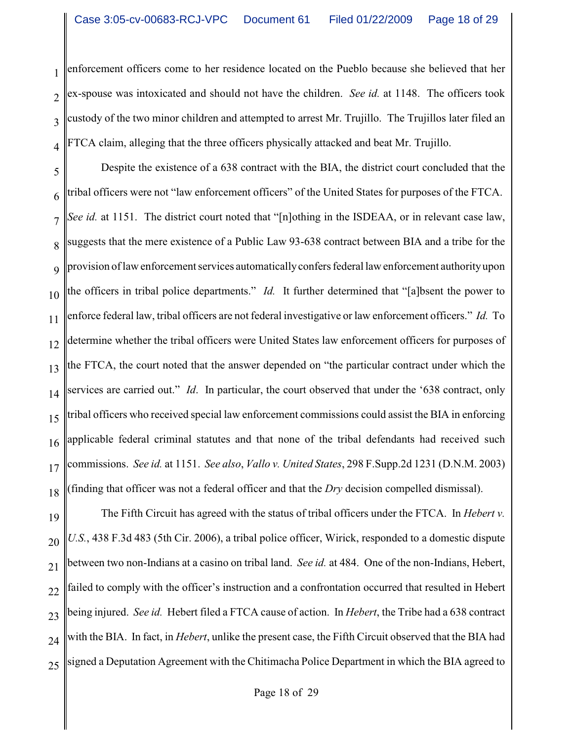enforcement officers come to her residence located on the Pueblo because she believed that her ex-spouse was intoxicated and should not have the children. *See id.* at 1148. The officers took custody of the two minor children and attempted to arrest Mr. Trujillo. The Trujillos later filed an FTCA claim, alleging that the three officers physically attacked and beat Mr. Trujillo.

Despite the existence of a 638 contract with the BIA, the district court concluded that the tribal officers were not "law enforcement officers" of the United States for purposes of the FTCA. *See id.* at 1151. The district court noted that "[n]othing in the ISDEAA, or in relevant case law, suggests that the mere existence of a Public Law 93-638 contract between BIA and a tribe for the provision of law enforcement services automatically confers federal law enforcement authority upon the officers in tribal police departments." *Id.* It further determined that "[a]bsent the power to enforce federal law, tribal officers are not federal investigative or law enforcement officers." *Id.* To determine whether the tribal officers were United States law enforcement officers for purposes of the FTCA, the court noted that the answer depended on "the particular contract under which the services are carried out." *Id*. In particular, the court observed that under the '638 contract, only tribal officers who received special law enforcement commissions could assist the BIA in enforcing applicable federal criminal statutes and that none of the tribal defendants had received such commissions. *See id.* at 1151. *See also*, *Vallo v. United States*, 298 F.Supp.2d 1231 (D.N.M. 2003) (finding that officer was not a federal officer and that the *Dry* decision compelled dismissal).

The Fifth Circuit has agreed with the status of tribal officers under the FTCA. In *Hebert v. U.S.*, 438 F.3d 483 (5th Cir. 2006), a tribal police officer, Wirick, responded to a domestic dispute between two non-Indians at a casino on tribal land. *See id.* at 484. One of the non-Indians, Hebert, failed to comply with the officer's instruction and a confrontation occurred that resulted in Hebert being injured. *See id.* Hebert filed a FTCA cause of action. In *Hebert*, the Tribe had a 638 contract with the BIA. In fact, in *Hebert*, unlike the present case, the Fifth Circuit observed that the BIA had signed a Deputation Agreement with the Chitimacha Police Department in which the BIA agreed to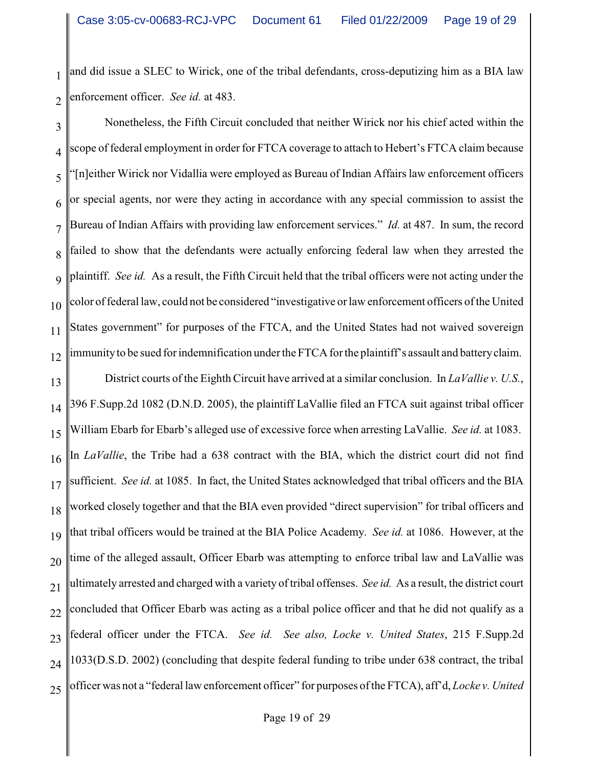and did issue a SLEC to Wirick, one of the tribal defendants, cross-deputizing him as a BIA law enforcement officer. *See id.* at 483.

Nonetheless, the Fifth Circuit concluded that neither Wirick nor his chief acted within the scope of federal employment in order for FTCA coverage to attach to Hebert's FTCA claim because "[n]either Wirick nor Vidallia were employed as Bureau of Indian Affairs law enforcement officers or special agents, nor were they acting in accordance with any special commission to assist the Bureau of Indian Affairs with providing law enforcement services." *Id.* at 487. In sum, the record failed to show that the defendants were actually enforcing federal law when they arrested the plaintiff. *See id.* As a result, the Fifth Circuit held that the tribal officers were not acting under the color of federal law, could not be considered "investigative or law enforcement officers of the United States government" for purposes of the FTCA, and the United States had not waived sovereign immunity to be sued for indemnification under the FTCA for the plaintiff's assault and battery claim.

District courts of the Eighth Circuit have arrived at a similar conclusion. In *LaVallie v. U.S.*, 396 F.Supp.2d 1082 (D.N.D. 2005), the plaintiff LaVallie filed an FTCA suit against tribal officer William Ebarb for Ebarb's alleged use of excessive force when arresting LaVallie. *See id.* at 1083. In *LaVallie*, the Tribe had a 638 contract with the BIA, which the district court did not find sufficient. *See id.* at 1085. In fact, the United States acknowledged that tribal officers and the BIA worked closely together and that the BIA even provided "direct supervision" for tribal officers and that tribal officers would be trained at the BIA Police Academy. *See id.* at 1086. However, at the time of the alleged assault, Officer Ebarb was attempting to enforce tribal law and LaVallie was ultimately arrested and charged with a variety of tribal offenses. *See id.* As a result, the district court concluded that Officer Ebarb was acting as a tribal police officer and that he did not qualify as a federal officer under the FTCA. *See id.* *See also, Locke v. United States*, 215 F.Supp.2d 1033(D.S.D. 2002) (concluding that despite federal funding to tribe under 638 contract, the tribal officer was not a "federal law enforcement officer" for purposes of the FTCA), aff'd, *Locke v. United*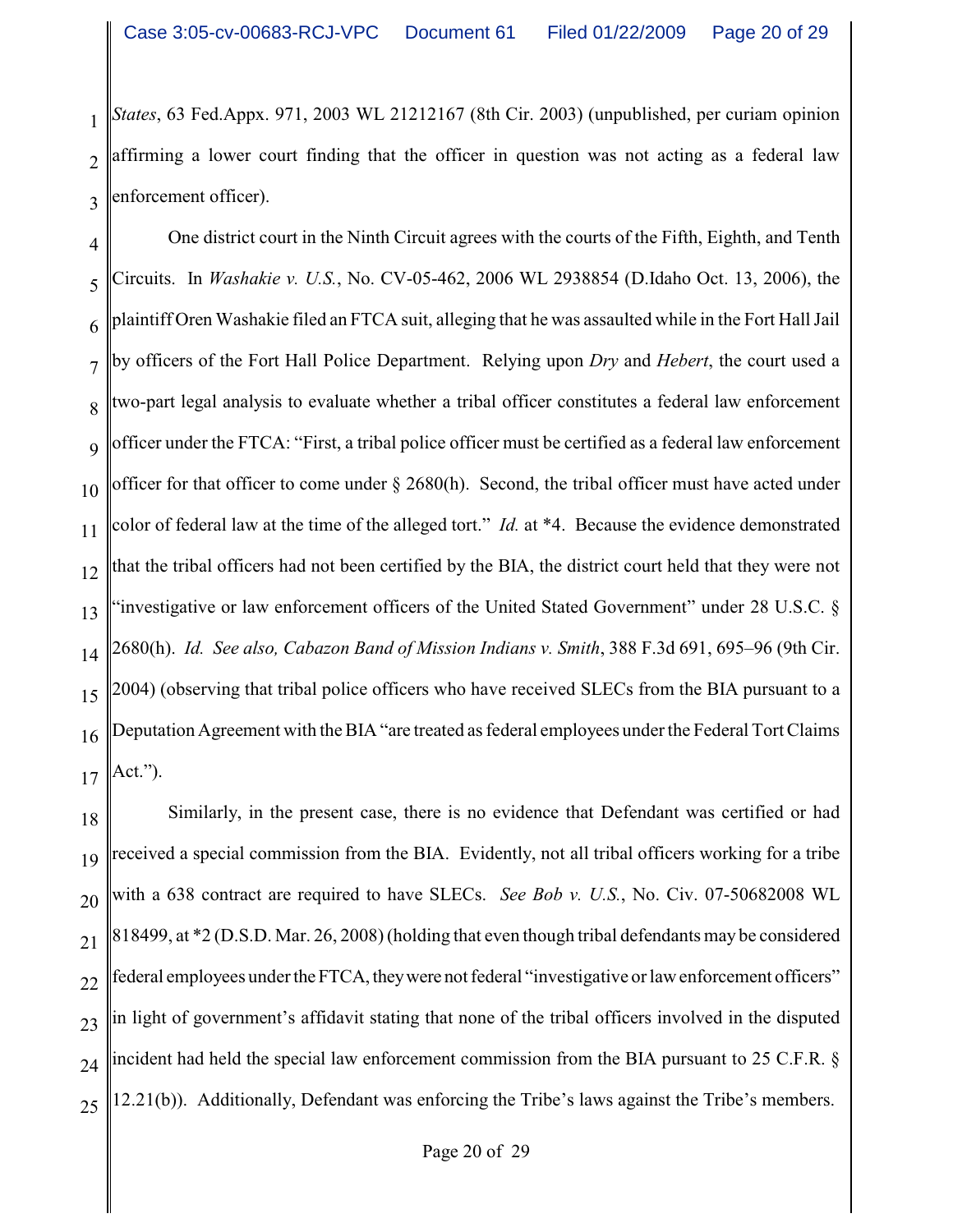*States*, 63 Fed.Appx. 971, 2003 WL 21212167 (8th Cir. 2003) (unpublished, per curiam opinion affirming a lower court finding that the officer in question was not acting as a federal law enforcement officer).

One district court in the Ninth Circuit agrees with the courts of the Fifth, Eighth, and Tenth Circuits. In *Washakie v. U.S.*, No. CV-05-462, 2006 WL 2938854 (D.Idaho Oct. 13, 2006), the plaintiff Oren Washakie filed an FTCA suit, alleging that he was assaulted while in the Fort Hall Jail by officers of the Fort Hall Police Department. Relying upon *Dry* and *Hebert*, the court used a two-part legal analysis to evaluate whether a tribal officer constitutes a federal law enforcement officer under the FTCA: "First, a tribal police officer must be certified as a federal law enforcement officer for that officer to come under § 2680(h). Second, the tribal officer must have acted under color of federal law at the time of the alleged tort." *Id.* at *4. Because the evidence demonstrated that the tribal officers had not been certified by the BIA, the district court held that they were not "investigative or law enforcement officers of the United Stated Government" under 28 U.S.C. § 2680(h). *Id. See also, Cabazon Band of Mission Indians v. Smith*, 388 F.3d 691, 695–96 (9th Cir. 2004) (observing that tribal police officers who have received SLECs from the BIA pursuant to a Deputation Agreement with the BIA "are treated as federal employees under the Federal Tort Claims Act.").

Similarly, in the present case, there is no evidence that Defendant was certified or had received a special commission from the BIA. Evidently, not all tribal officers working for a tribe with a 638 contract are required to have SLECs. *See Bob v. U.S.*, No. Civ. 07-50682008 WL 818499, at *2 (D.S.D. Mar. 26, 2008) (holding that even though tribal defendants may be considered federal employees under the FTCA, they were not federal "investigative or law enforcement officers" in light of government's affidavit stating that none of the tribal officers involved in the disputed incident had held the special law enforcement commission from the BIA pursuant to 25 C.F.R. § 12.21(b)). Additionally, Defendant was enforcing the Tribe's laws against the Tribe's members.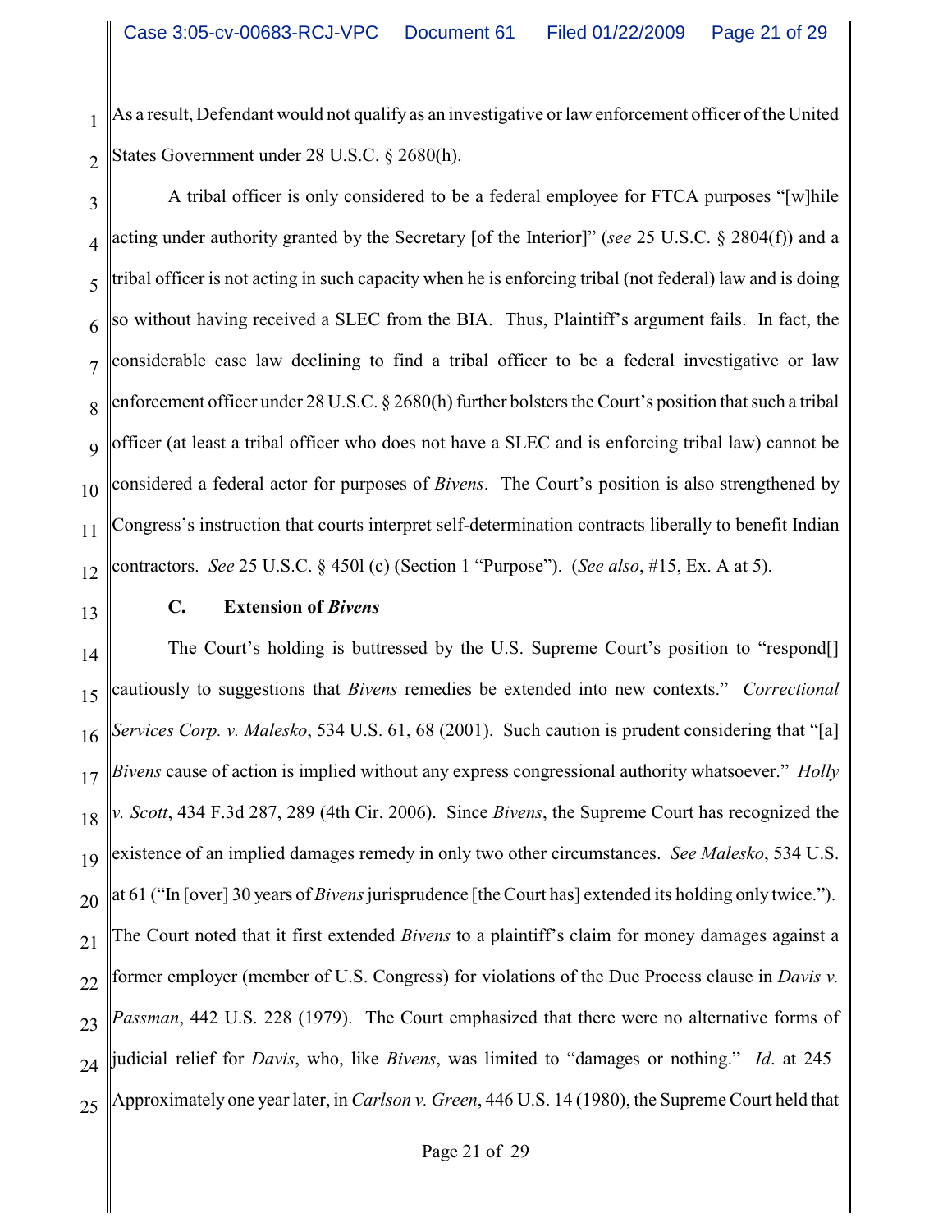As a result, Defendant would not qualify as an investigative or law enforcement officer of the United States Government under 28 U.S.C. § 2680(h).

A tribal officer is only considered to be a federal employee for FTCA purposes "[w]hile acting under authority granted by the Secretary [of the Interior]" (*see* 25 U.S.C. § 2804(f)) and a tribal officer is not acting in such capacity when he is enforcing tribal (not federal) law and is doing so without having received a SLEC from the BIA. Thus, Plaintiff's argument fails. In fact, the considerable case law declining to find a tribal officer to be a federal investigative or law enforcement officer under 28 U.S.C. § 2680(h) further bolsters the Court's position that such a tribal officer (at least a tribal officer who does not have a SLEC and is enforcing tribal law) cannot be considered a federal actor for purposes of *Bivens*. The Court's position is also strengthened by Congress's instruction that courts interpret self-determination contracts liberally to benefit Indian contractors. *See* 25 U.S.C. § 450l (c) (Section 1 "Purpose"). (*See also*, #15, Ex. A at 5).

### C. Extension of *Bivens*

The Court's holding is buttressed by the U.S. Supreme Court's position to "respond[] cautiously to suggestions that *Bivens* remedies be extended into new contexts." *Correctional Services Corp. v. Malesko*, 534 U.S. 61, 68 (2001). Such caution is prudent considering that "[a] *Bivens* cause of action is implied without any express congressional authority whatsoever." *Holly v. Scott*, 434 F.3d 287, 289 (4th Cir. 2006). Since *Bivens*, the Supreme Court has recognized the existence of an implied damages remedy in only two other circumstances. *See Malesko*, 534 U.S. at 61 ("In [over] 30 years of *Bivens* jurisprudence [the Court has] extended its holding only twice."). The Court noted that it first extended *Bivens* to a plaintiff's claim for money damages against a former employer (member of U.S. Congress) for violations of the Due Process clause in *Davis v. Passman*, 442 U.S. 228 (1979). The Court emphasized that there were no alternative forms of judicial relief for *Davis*, who, like *Bivens*, was limited to "damages or nothing." *Id*. at 245 Approximately one year later, in *Carlson v. Green*, 446 U.S. 14 (1980), the Supreme Court held that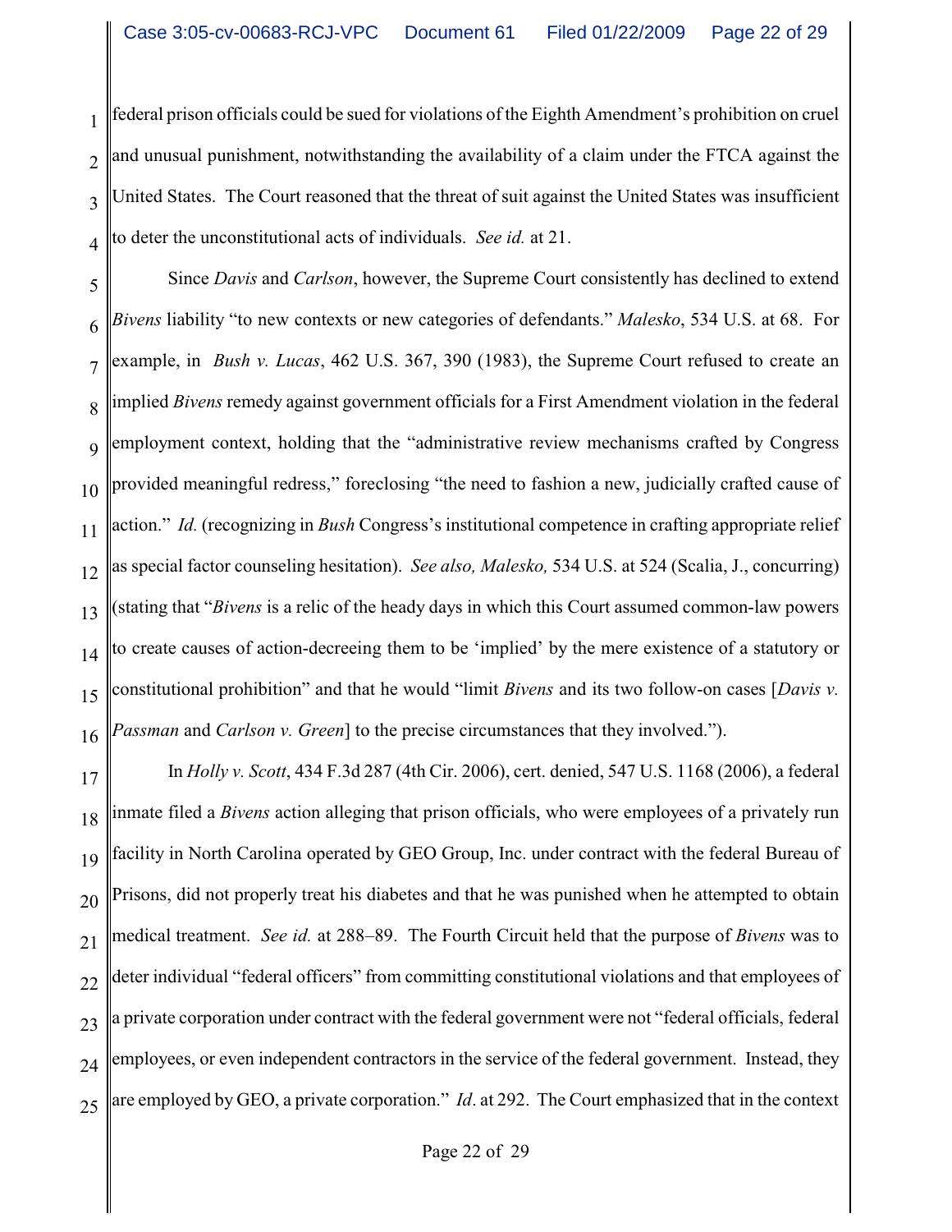federal prison officials could be sued for violations of the Eighth Amendment's prohibition on cruel and unusual punishment, notwithstanding the availability of a claim under the FTCA against the United States. The Court reasoned that the threat of suit against the United States was insufficient to deter the unconstitutional acts of individuals. *See id.* at 21.

Since *Davis* and *Carlson*, however, the Supreme Court consistently has declined to extend *Bivens* liability "to new contexts or new categories of defendants." *Malesko*, 534 U.S. at 68. For example, in *Bush v. Lucas*, 462 U.S. 367, 390 (1983), the Supreme Court refused to create an implied *Bivens* remedy against government officials for a First Amendment violation in the federal employment context, holding that the "administrative review mechanisms crafted by Congress provided meaningful redress," foreclosing "the need to fashion a new, judicially crafted cause of action." *Id.* (recognizing in *Bush* Congress's institutional competence in crafting appropriate relief as special factor counseling hesitation). *See also, Malesko,* 534 U.S. at 524 (Scalia, J., concurring) (stating that "*Bivens* is a relic of the heady days in which this Court assumed common-law powers to create causes of action-decreeing them to be 'implied' by the mere existence of a statutory or constitutional prohibition" and that he would "limit *Bivens* and its two follow-on cases [*Davis v. Passman* and *Carlson v. Green*] to the precise circumstances that they involved.").

In *Holly v. Scott*, 434 F.3d 287 (4th Cir. 2006), cert. denied, 547 U.S. 1168 (2006), a federal inmate filed a *Bivens* action alleging that prison officials, who were employees of a privately run facility in North Carolina operated by GEO Group, Inc. under contract with the federal Bureau of Prisons, did not properly treat his diabetes and that he was punished when he attempted to obtain medical treatment. *See id.* at 288–89. The Fourth Circuit held that the purpose of *Bivens* was to deter individual "federal officers" from committing constitutional violations and that employees of a private corporation under contract with the federal government were not "federal officials, federal employees, or even independent contractors in the service of the federal government. Instead, they are employed by GEO, a private corporation." *Id*. at 292. The Court emphasized that in the context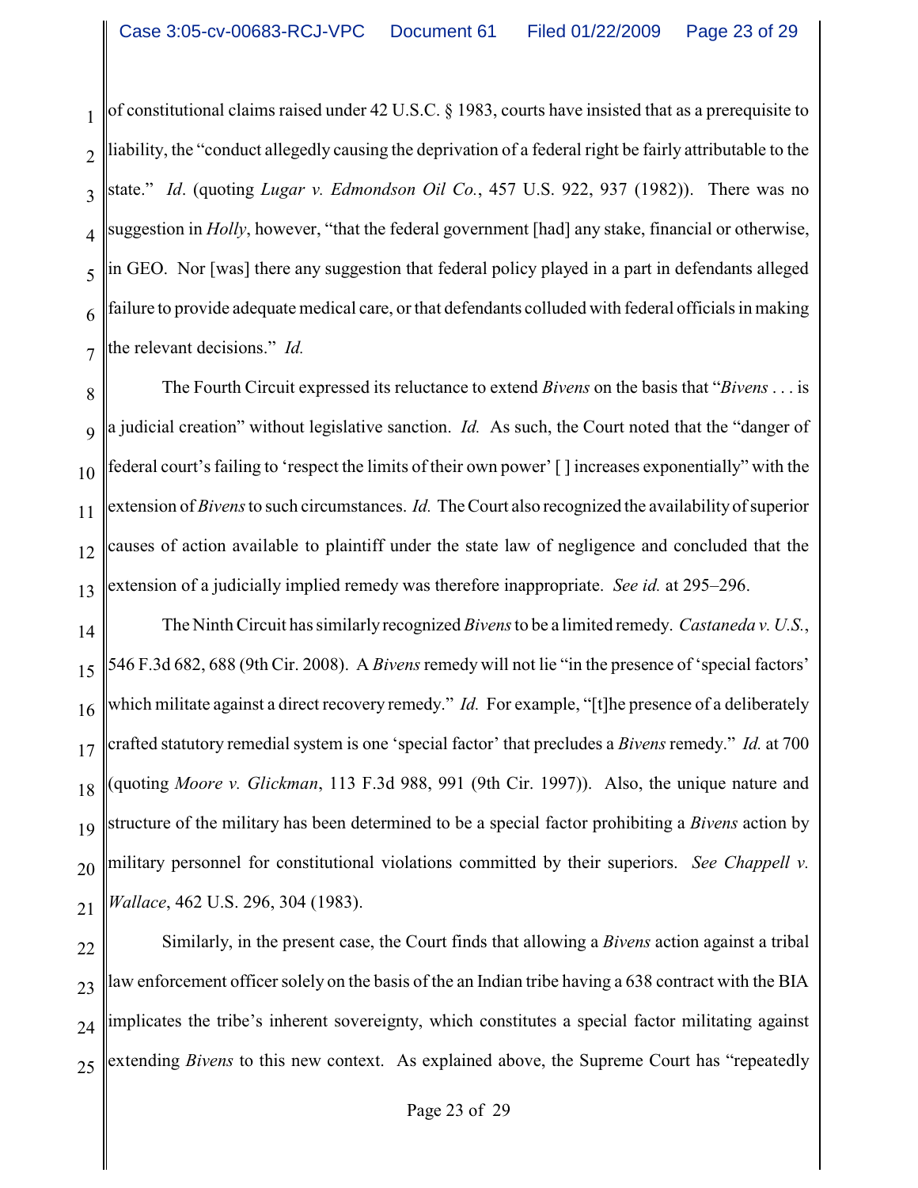of constitutional claims raised under 42 U.S.C. § 1983, courts have insisted that as a prerequisite to liability, the "conduct allegedly causing the deprivation of a federal right be fairly attributable to the state." *Id*. (quoting *Lugar v. Edmondson Oil Co.*, 457 U.S. 922, 937 (1982)). There was no suggestion in *Holly*, however, "that the federal government [had] any stake, financial or otherwise, in GEO. Nor [was] there any suggestion that federal policy played in a part in defendants alleged failure to provide adequate medical care, or that defendants colluded with federal officials in making the relevant decisions." *Id.*

The Fourth Circuit expressed its reluctance to extend *Bivens* on the basis that "*Bivens* . . . is a judicial creation" without legislative sanction. *Id.* As such, the Court noted that the "danger of federal court's failing to 'respect the limits of their own power' [ ] increases exponentially" with the extension of *Bivens* to such circumstances. *Id.* The Court also recognized the availability of superior causes of action available to plaintiff under the state law of negligence and concluded that the extension of a judicially implied remedy was therefore inappropriate. *See id.* at 295–296.

The Ninth Circuit has similarly recognized *Bivens* to be a limited remedy. *Castaneda v. U.S.*, 546 F.3d 682, 688 (9th Cir. 2008). A *Bivens* remedy will not lie "in the presence of 'special factors' which militate against a direct recovery remedy." *Id.* For example, "[t]he presence of a deliberately crafted statutory remedial system is one 'special factor' that precludes a *Bivens* remedy." *Id.* at 700 (quoting *Moore v. Glickman*, 113 F.3d 988, 991 (9th Cir. 1997)). Also, the unique nature and structure of the military has been determined to be a special factor prohibiting a *Bivens* action by military personnel for constitutional violations committed by their superiors. *See Chappell v. Wallace*, 462 U.S. 296, 304 (1983).

Similarly, in the present case, the Court finds that allowing a *Bivens* action against a tribal law enforcement officer solely on the basis of the an Indian tribe having a 638 contract with the BIA implicates the tribe's inherent sovereignty, which constitutes a special factor militating against extending *Bivens* to this new context. As explained above, the Supreme Court has "repeatedly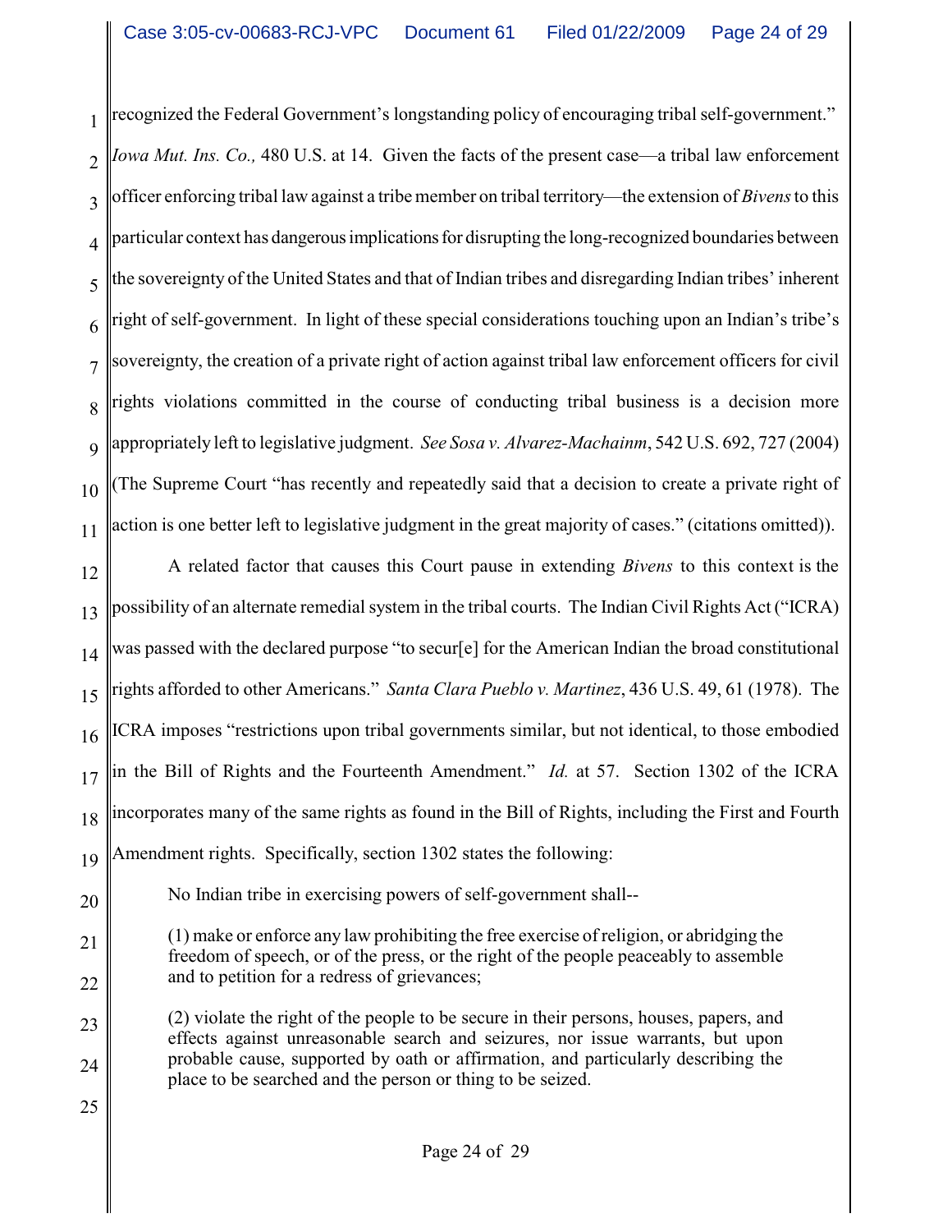recognized the Federal Government's longstanding policy of encouraging tribal self-government." *Iowa Mut. Ins. Co.,* 480 U.S. at 14. Given the facts of the present case—a tribal law enforcement officer enforcing tribal law against a tribe member on tribal territory—the extension of *Bivens* to this particular context has dangerous implications for disrupting the long-recognized boundaries between the sovereignty of the United States and that of Indian tribes and disregarding Indian tribes' inherent right of self-government. In light of these special considerations touching upon an Indian's tribe's sovereignty, the creation of a private right of action against tribal law enforcement officers for civil rights violations committed in the course of conducting tribal business is a decision more appropriately left to legislative judgment. *See Sosa v. Alvarez-Machainm*, 542 U.S. 692, 727 (2004) (The Supreme Court "has recently and repeatedly said that a decision to create a private right of action is one better left to legislative judgment in the great majority of cases." (citations omitted)).

A related factor that causes this Court pause in extending *Bivens* to this context is the possibility of an alternate remedial system in the tribal courts. The Indian Civil Rights Act ("ICRA) was passed with the declared purpose "to secur[e] for the American Indian the broad constitutional rights afforded to other Americans." *Santa Clara Pueblo v. Martinez*, 436 U.S. 49, 61 (1978). The ICRA imposes "restrictions upon tribal governments similar, but not identical, to those embodied in the Bill of Rights and the Fourteenth Amendment." *Id.* at 57. Section 1302 of the ICRA incorporates many of the same rights as found in the Bill of Rights, including the First and Fourth Amendment rights. Specifically, section 1302 states the following:

> No Indian tribe in exercising powers of self-government shall--
>
> (1) make or enforce any law prohibiting the free exercise of religion, or abridging the freedom of speech, or of the press, or the right of the people peaceably to assemble and to petition for a redress of grievances;
>
> (2) violate the right of the people to be secure in their persons, houses, papers, and effects against unreasonable search and seizures, nor issue warrants, but upon probable cause, supported by oath or affirmation, and particularly describing the place to be searched and the person or thing to be seized.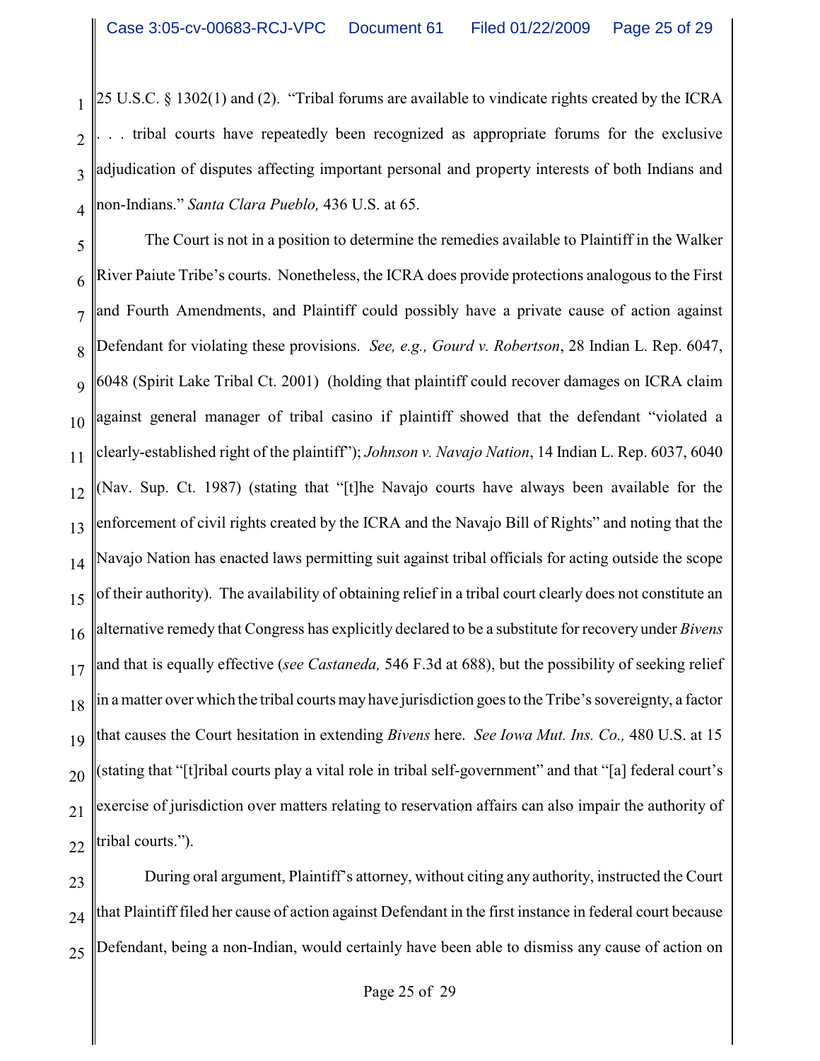25 U.S.C. § 1302(1) and (2). "Tribal forums are available to vindicate rights created by the ICRA . . . tribal courts have repeatedly been recognized as appropriate forums for the exclusive adjudication of disputes affecting important personal and property interests of both Indians and non-Indians." *Santa Clara Pueblo,* 436 U.S. at 65.

The Court is not in a position to determine the remedies available to Plaintiff in the Walker River Paiute Tribe's courts. Nonetheless, the ICRA does provide protections analogous to the First and Fourth Amendments, and Plaintiff could possibly have a private cause of action against Defendant for violating these provisions. *See, e.g., Gourd v. Robertson*, 28 Indian L. Rep. 6047, 6048 (Spirit Lake Tribal Ct. 2001) (holding that plaintiff could recover damages on ICRA claim against general manager of tribal casino if plaintiff showed that the defendant "violated a clearly-established right of the plaintiff"); *Johnson v. Navajo Nation*, 14 Indian L. Rep. 6037, 6040 (Nav. Sup. Ct. 1987) (stating that "[t]he Navajo courts have always been available for the enforcement of civil rights created by the ICRA and the Navajo Bill of Rights" and noting that the Navajo Nation has enacted laws permitting suit against tribal officials for acting outside the scope of their authority). The availability of obtaining relief in a tribal court clearly does not constitute an alternative remedy that Congress has explicitly declared to be a substitute for recovery under *Bivens* and that is equally effective (*see Castaneda,* 546 F.3d at 688), but the possibility of seeking relief in a matter over which the tribal courts may have jurisdiction goes to the Tribe's sovereignty, a factor that causes the Court hesitation in extending *Bivens* here. *See Iowa Mut. Ins. Co.,* 480 U.S. at 15 (stating that "[t]ribal courts play a vital role in tribal self-government" and that "[a] federal court's exercise of jurisdiction over matters relating to reservation affairs can also impair the authority of tribal courts.").

During oral argument, Plaintiff's attorney, without citing any authority, instructed the Court that Plaintiff filed her cause of action against Defendant in the first instance in federal court because Defendant, being a non-Indian, would certainly have been able to dismiss any cause of action on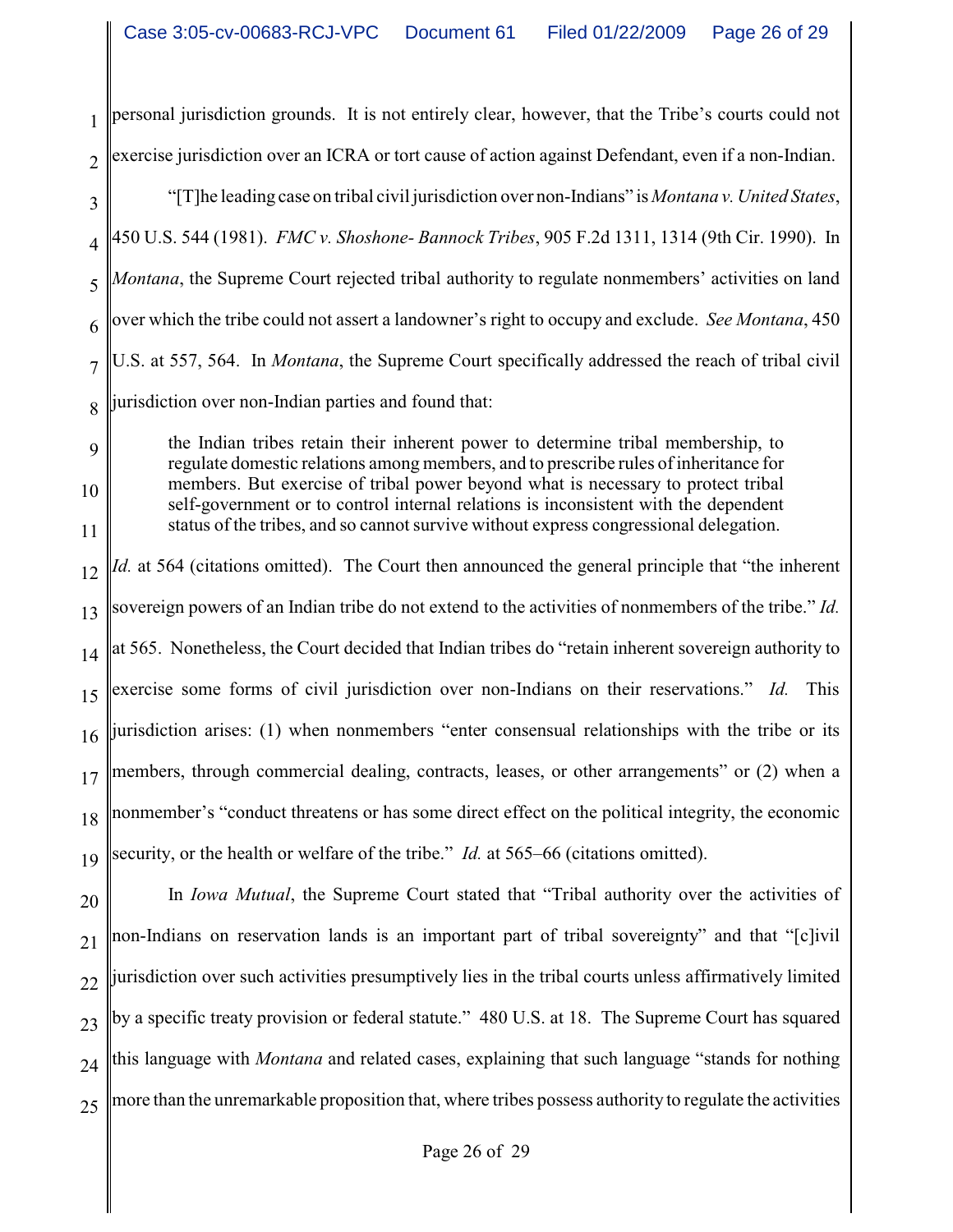personal jurisdiction grounds. It is not entirely clear, however, that the Tribe's courts could not exercise jurisdiction over an ICRA or tort cause of action against Defendant, even if a non-Indian.

"[T]he leading case on tribal civil jurisdiction over non-Indians" is *Montana v. United States*, 450 U.S. 544 (1981). *FMC v. Shoshone- Bannock Tribes*, 905 F.2d 1311, 1314 (9th Cir. 1990). In *Montana*, the Supreme Court rejected tribal authority to regulate nonmembers' activities on land over which the tribe could not assert a landowner's right to occupy and exclude. *See Montana*, 450 U.S. at 557, 564. In *Montana*, the Supreme Court specifically addressed the reach of tribal civil jurisdiction over non-Indian parties and found that:

> the Indian tribes retain their inherent power to determine tribal membership, to regulate domestic relations among members, and to prescribe rules of inheritance for members. But exercise of tribal power beyond what is necessary to protect tribal self-government or to control internal relations is inconsistent with the dependent status of the tribes, and so cannot survive without express congressional delegation.

*Id.* at 564 (citations omitted). The Court then announced the general principle that "the inherent sovereign powers of an Indian tribe do not extend to the activities of nonmembers of the tribe." *Id.* at 565. Nonetheless, the Court decided that Indian tribes do "retain inherent sovereign authority to exercise some forms of civil jurisdiction over non-Indians on their reservations." *Id.* This jurisdiction arises: (1) when nonmembers "enter consensual relationships with the tribe or its members, through commercial dealing, contracts, leases, or other arrangements" or (2) when a nonmember's "conduct threatens or has some direct effect on the political integrity, the economic security, or the health or welfare of the tribe." *Id.* at 565–66 (citations omitted).

In *Iowa Mutual*, the Supreme Court stated that "Tribal authority over the activities of non-Indians on reservation lands is an important part of tribal sovereignty" and that "[c]ivil jurisdiction over such activities presumptively lies in the tribal courts unless affirmatively limited by a specific treaty provision or federal statute." 480 U.S. at 18. The Supreme Court has squared this language with *Montana* and related cases, explaining that such language "stands for nothing more than the unremarkable proposition that, where tribes possess authority to regulate the activities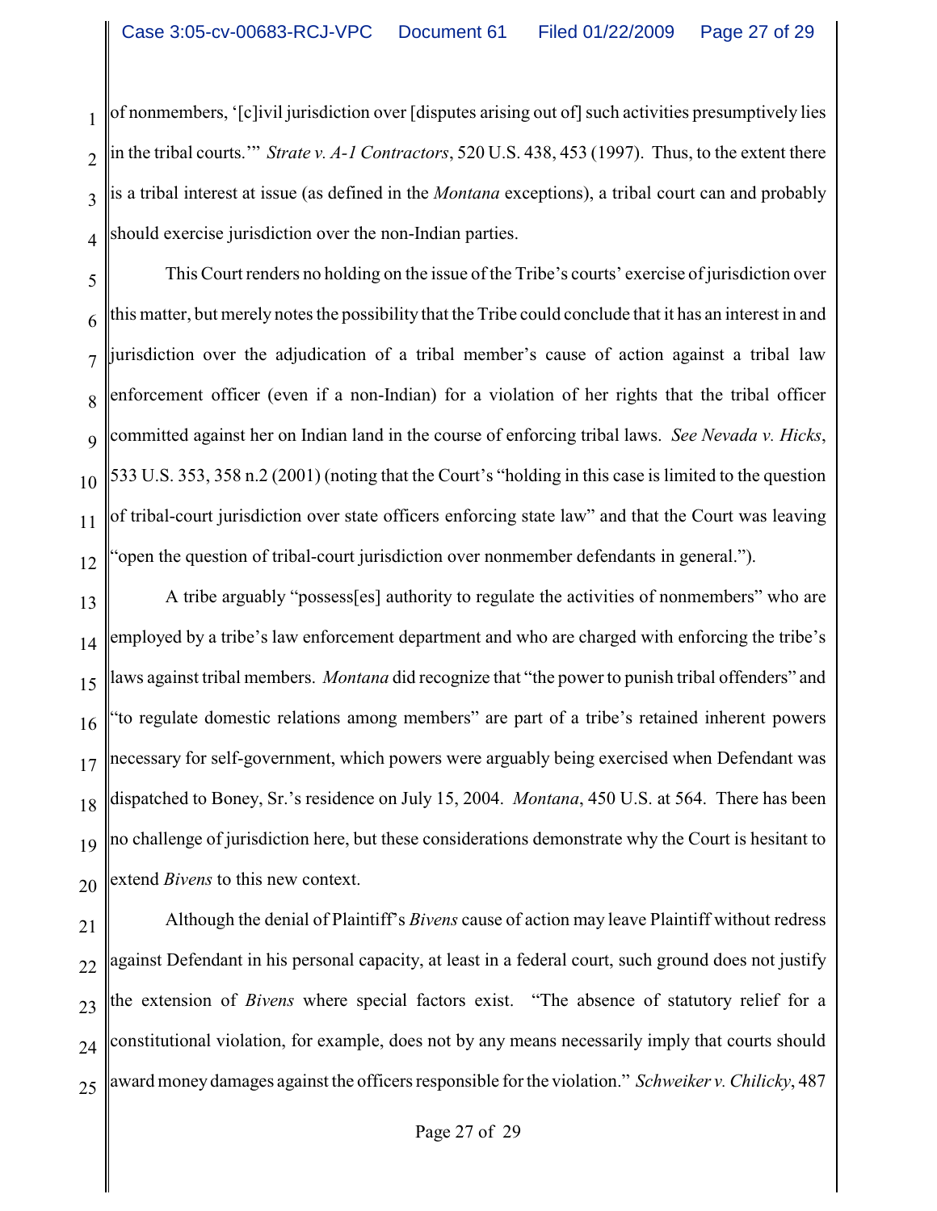of nonmembers, '[c]ivil jurisdiction over [disputes arising out of] such activities presumptively lies in the tribal courts.'" *Strate v. A-1 Contractors*, 520 U.S. 438, 453 (1997). Thus, to the extent there is a tribal interest at issue (as defined in the *Montana* exceptions), a tribal court can and probably should exercise jurisdiction over the non-Indian parties.

This Court renders no holding on the issue of the Tribe's courts' exercise of jurisdiction over this matter, but merely notes the possibility that the Tribe could conclude that it has an interest in and jurisdiction over the adjudication of a tribal member's cause of action against a tribal law enforcement officer (even if a non-Indian) for a violation of her rights that the tribal officer committed against her on Indian land in the course of enforcing tribal laws. *See Nevada v. Hicks*, 533 U.S. 353, 358 n.2 (2001) (noting that the Court's "holding in this case is limited to the question of tribal-court jurisdiction over state officers enforcing state law" and that the Court was leaving "open the question of tribal-court jurisdiction over nonmember defendants in general.").

A tribe arguably "possess[es] authority to regulate the activities of nonmembers" who are employed by a tribe's law enforcement department and who are charged with enforcing the tribe's laws against tribal members. *Montana* did recognize that "the power to punish tribal offenders" and "to regulate domestic relations among members" are part of a tribe's retained inherent powers necessary for self-government, which powers were arguably being exercised when Defendant was dispatched to Boney, Sr.'s residence on July 15, 2004. *Montana*, 450 U.S. at 564. There has been no challenge of jurisdiction here, but these considerations demonstrate why the Court is hesitant to extend *Bivens* to this new context.

Although the denial of Plaintiff's *Bivens* cause of action may leave Plaintiff without redress against Defendant in his personal capacity, at least in a federal court, such ground does not justify the extension of *Bivens* where special factors exist. "The absence of statutory relief for a constitutional violation, for example, does not by any means necessarily imply that courts should award money damages against the officers responsible for the violation." *Schweiker v. Chilicky*, 487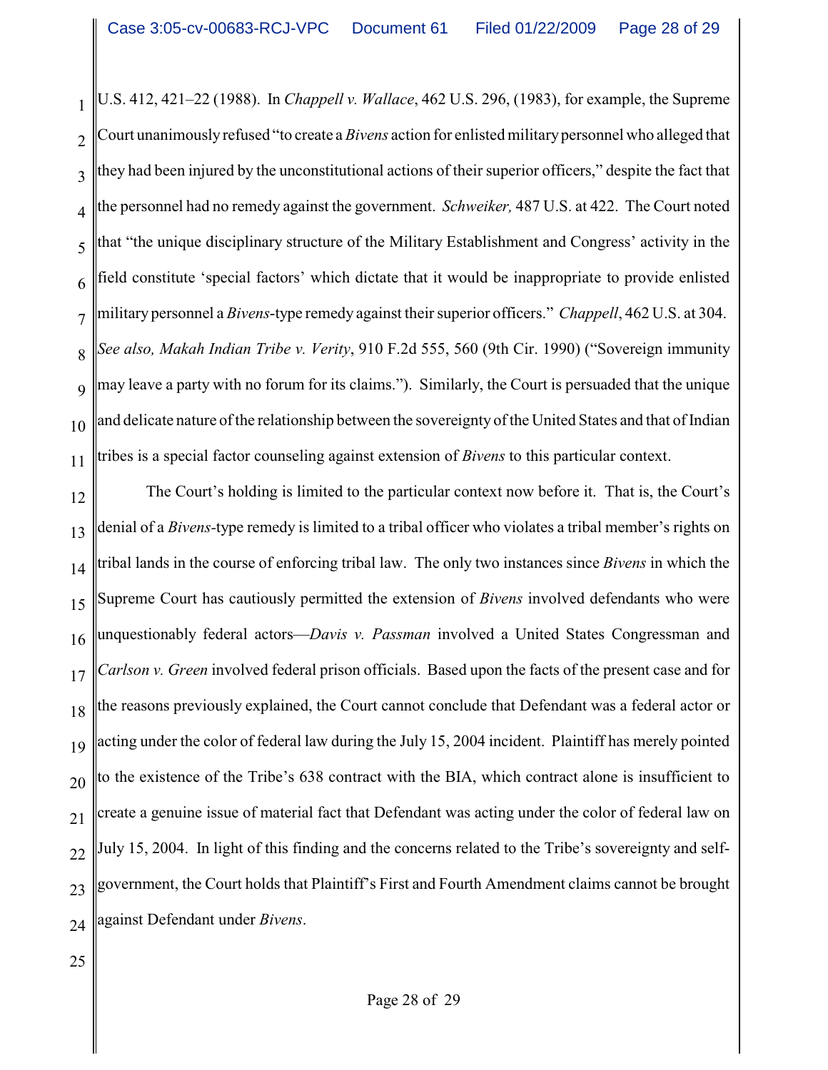U.S. 412, 421–22 (1988). In *Chappell v. Wallace*, 462 U.S. 296, (1983), for example, the Supreme Court unanimously refused "to create a *Bivens* action for enlisted military personnel who alleged that they had been injured by the unconstitutional actions of their superior officers," despite the fact that the personnel had no remedy against the government. *Schweiker,* 487 U.S. at 422. The Court noted that "the unique disciplinary structure of the Military Establishment and Congress' activity in the field constitute 'special factors' which dictate that it would be inappropriate to provide enlisted military personnel a *Bivens*-type remedy against their superior officers." *Chappell*, 462 U.S. at 304. *See also, Makah Indian Tribe v. Verity*, 910 F.2d 555, 560 (9th Cir. 1990) ("Sovereign immunity may leave a party with no forum for its claims."). Similarly, the Court is persuaded that the unique and delicate nature of the relationship between the sovereignty of the United States and that of Indian tribes is a special factor counseling against extension of *Bivens* to this particular context.

The Court's holding is limited to the particular context now before it. That is, the Court's denial of a *Bivens*-type remedy is limited to a tribal officer who violates a tribal member's rights on tribal lands in the course of enforcing tribal law. The only two instances since *Bivens* in which the Supreme Court has cautiously permitted the extension of *Bivens* involved defendants who were unquestionably federal actors—*Davis v. Passman* involved a United States Congressman and *Carlson v. Green* involved federal prison officials. Based upon the facts of the present case and for the reasons previously explained, the Court cannot conclude that Defendant was a federal actor or acting under the color of federal law during the July 15, 2004 incident. Plaintiff has merely pointed to the existence of the Tribe's 638 contract with the BIA, which contract alone is insufficient to create a genuine issue of material fact that Defendant was acting under the color of federal law on July 15, 2004. In light of this finding and the concerns related to the Tribe's sovereignty and self-government, the Court holds that Plaintiff's First and Fourth Amendment claims cannot be brought against Defendant under *Bivens*.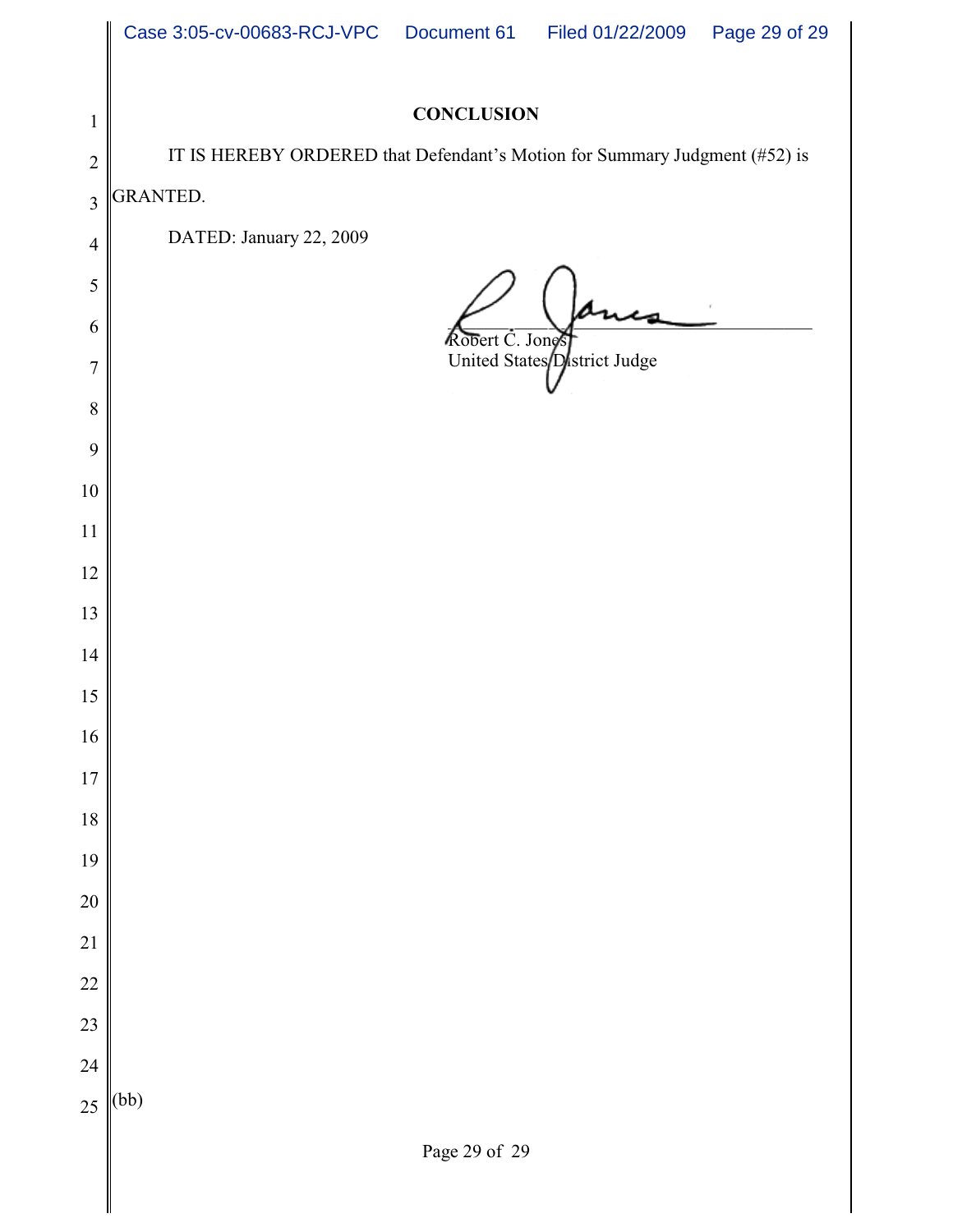## CONCLUSION

IT IS HEREBY ORDERED that Defendant's Motion for Summary Judgment (#52) is GRANTED.

DATED: January 22, 2009

Robert C. Jones
United States District Judge

(bb)